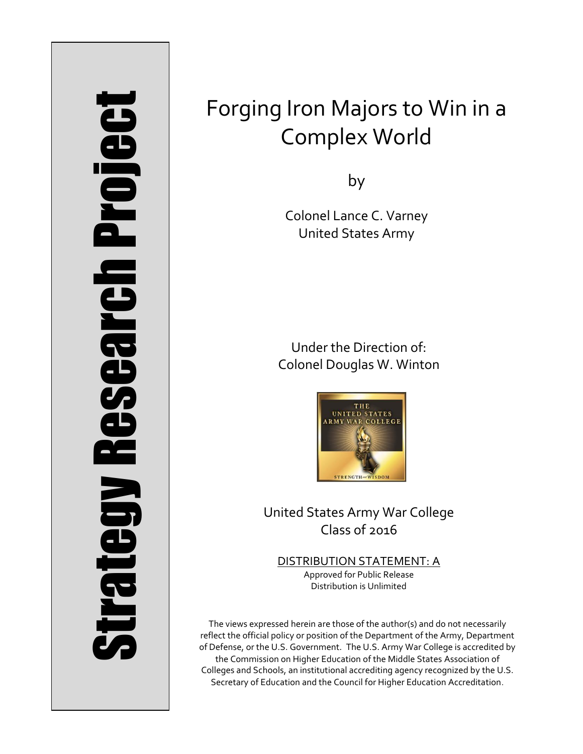Strategy Research Project

# Forging Iron Majors to Win in a Complex World

by

Colonel Lance C. Varney
United States Army

Under the Direction of:
Colonel Douglas W. Winton

United States Army War College
Class of 2016

DISTRIBUTION STATEMENT: A
Approved for Public Release
Distribution is Unlimited

The views expressed herein are those of the author(s) and do not necessarily reflect the official policy or position of the Department of the Army, Department of Defense, or the U.S. Government. The U.S. Army War College is accredited by the Commission on Higher Education of the Middle States Association of Colleges and Schools, an institutional accrediting agency recognized by the U.S. Secretary of Education and the Council for Higher Education Accreditation.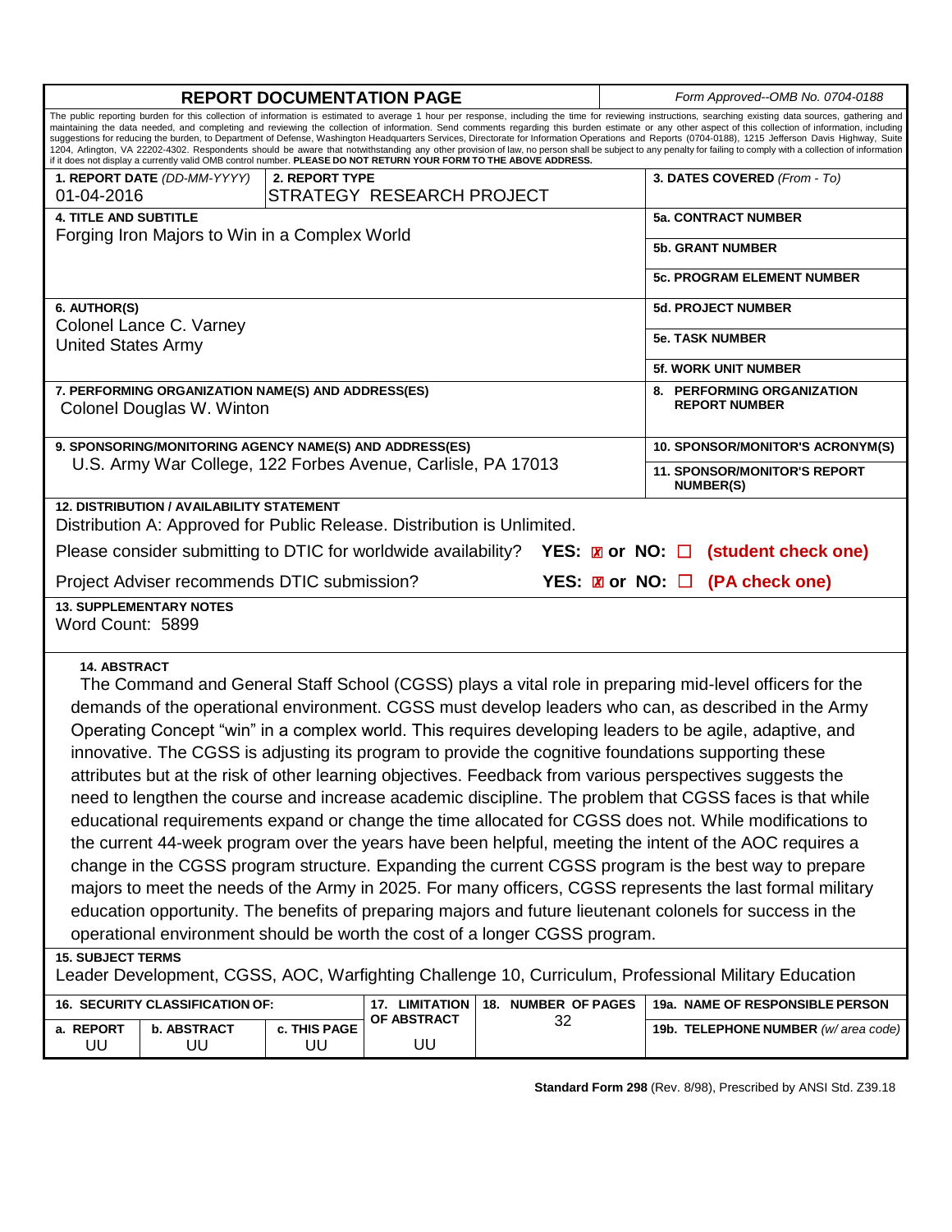# REPORT DOCUMENTATION PAGE

*Form Approved--OMB No. 0704-0188*

The public reporting burden for this collection of information is estimated to average 1 hour per response, including the time for reviewing instructions, searching existing data sources, gathering and maintaining the data needed, and completing and reviewing the collection of information. Send comments regarding this burden estimate or any other aspect of this collection of information, including suggestions for reducing the burden, to Department of Defense, Washington Headquarters Services, Directorate for Information Operations and Reports (0704-0188), 1215 Jefferson Davis Highway, Suite 1204, Arlington, VA 22202-4302. Respondents should be aware that notwithstanding any other provision of law, no person shall be subject to any penalty for failing to comply with a collection of information if it does not display a currently valid OMB control number. **PLEASE DO NOT RETURN YOUR FORM TO THE ABOVE ADDRESS.**

| | | |
|---|---|---|
| **1. REPORT DATE** *(DD-MM-YYYY)* 01-04-2016 | **2. REPORT TYPE** STRATEGY RESEARCH PROJECT | **3. DATES COVERED** *(From - To)* |
| **4. TITLE AND SUBTITLE** Forging Iron Majors to Win in a Complex World | | **5a. CONTRACT NUMBER** |
| | | **5b. GRANT NUMBER** |
| | | **5c. PROGRAM ELEMENT NUMBER** |
| **6. AUTHOR(S)** Colonel Lance C. Varney, United States Army | | **5d. PROJECT NUMBER** |
| | | **5e. TASK NUMBER** |
| | | **5f. WORK UNIT NUMBER** |
| **7. PERFORMING ORGANIZATION NAME(S) AND ADDRESS(ES)** Colonel Douglas W. Winton | | **8. PERFORMING ORGANIZATION REPORT NUMBER** |
| **9. SPONSORING/MONITORING AGENCY NAME(S) AND ADDRESS(ES)** U.S. Army War College, 122 Forbes Avenue, Carlisle, PA 17013 | | **10. SPONSOR/MONITOR'S ACRONYM(S)** |
| | | **11. SPONSOR/MONITOR'S REPORT NUMBER(S)** |

**12. DISTRIBUTION / AVAILABILITY STATEMENT**
Distribution A: Approved for Public Release. Distribution is Unlimited.

Please consider submitting to DTIC for worldwide availability? **YES: ☒ or NO: ☐ (student check one)**

Project Adviser recommends DTIC submission? **YES: ☒ or NO: ☐ (PA check one)**

**13. SUPPLEMENTARY NOTES**
Word Count: 5899

**14. ABSTRACT**
The Command and General Staff School (CGSS) plays a vital role in preparing mid-level officers for the demands of the operational environment. CGSS must develop leaders who can, as described in the Army Operating Concept "win" in a complex world. This requires developing leaders to be agile, adaptive, and innovative. The CGSS is adjusting its program to provide the cognitive foundations supporting these attributes but at the risk of other learning objectives. Feedback from various perspectives suggests the need to lengthen the course and increase academic discipline. The problem that CGSS faces is that while educational requirements expand or change the time allocated for CGSS does not. While modifications to the current 44-week program over the years have been helpful, meeting the intent of the AOC requires a change in the CGSS program structure. Expanding the current CGSS program is the best way to prepare majors to meet the needs of the Army in 2025. For many officers, CGSS represents the last formal military education opportunity. The benefits of preparing majors and future lieutenant colonels for success in the operational environment should be worth the cost of a longer CGSS program.

**15. SUBJECT TERMS**
Leader Development, CGSS, AOC, Warfighting Challenge 10, Curriculum, Professional Military Education

| **16. SECURITY CLASSIFICATION OF:** | | | **17. LIMITATION OF ABSTRACT** | **18. NUMBER OF PAGES** | **19a. NAME OF RESPONSIBLE PERSON** |
|---|---|---|---|---|---|
| **a. REPORT** | **b. ABSTRACT** | **c. THIS PAGE** | | | **19b. TELEPHONE NUMBER** *(w/ area code)* |
| UU | UU | UU | UU | 32 | |

**Standard Form 298** (Rev. 8/98), Prescribed by ANSI Std. Z39.18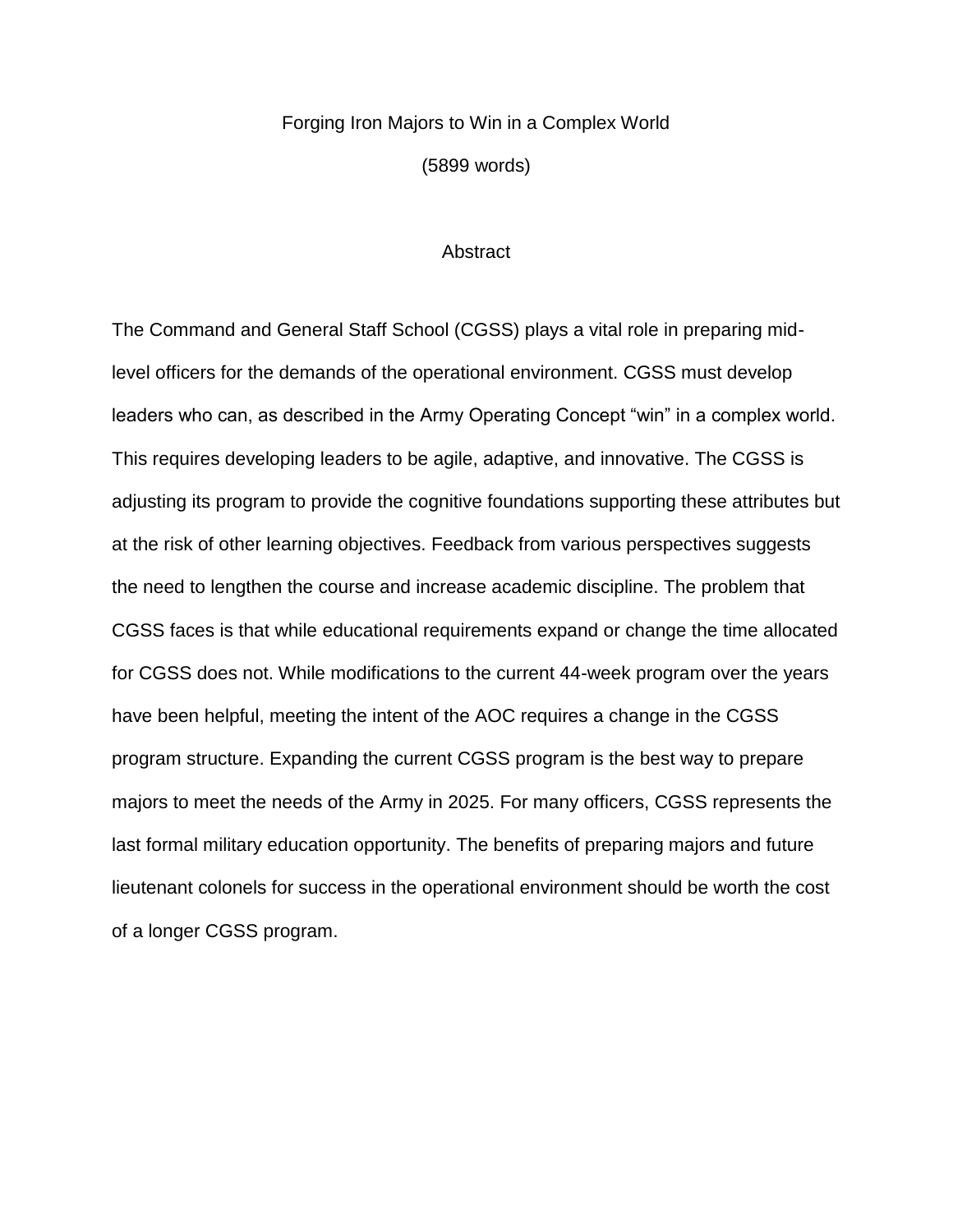# Forging Iron Majors to Win in a Complex World

(5899 words)

## Abstract

The Command and General Staff School (CGSS) plays a vital role in preparing mid-level officers for the demands of the operational environment. CGSS must develop leaders who can, as described in the Army Operating Concept "win" in a complex world. This requires developing leaders to be agile, adaptive, and innovative. The CGSS is adjusting its program to provide the cognitive foundations supporting these attributes but at the risk of other learning objectives. Feedback from various perspectives suggests the need to lengthen the course and increase academic discipline. The problem that CGSS faces is that while educational requirements expand or change the time allocated for CGSS does not. While modifications to the current 44-week program over the years have been helpful, meeting the intent of the AOC requires a change in the CGSS program structure. Expanding the current CGSS program is the best way to prepare majors to meet the needs of the Army in 2025. For many officers, CGSS represents the last formal military education opportunity. The benefits of preparing majors and future lieutenant colonels for success in the operational environment should be worth the cost of a longer CGSS program.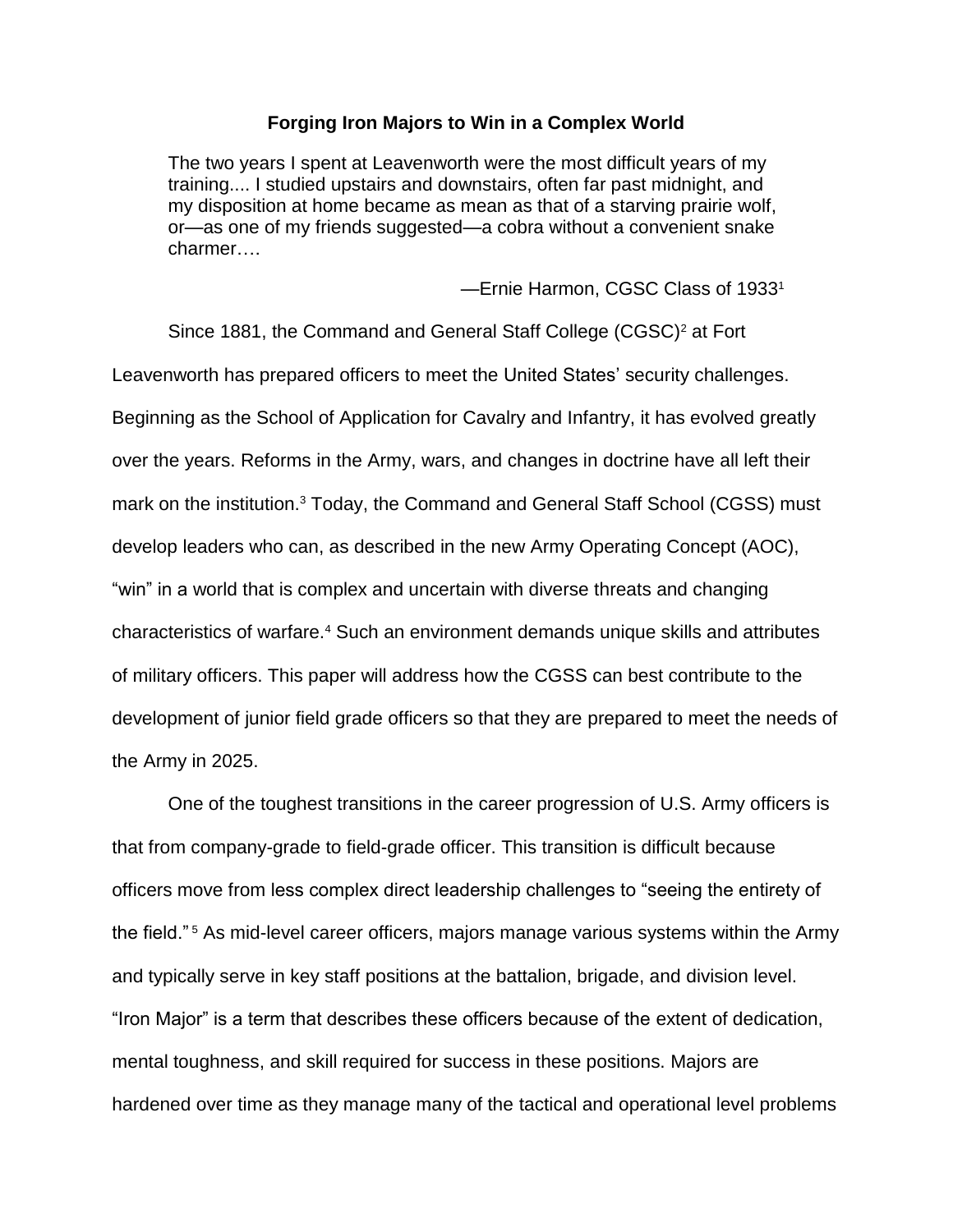# Forging Iron Majors to Win in a Complex World

> The two years I spent at Leavenworth were the most difficult years of my training.... I studied upstairs and downstairs, often far past midnight, and my disposition at home became as mean as that of a starving prairie wolf, or—as one of my friends suggested—a cobra without a convenient snake charmer….
>
> —Ernie Harmon, CGSC Class of 1933[1]

Since 1881, the Command and General Staff College (CGSC)[2] at Fort Leavenworth has prepared officers to meet the United States' security challenges. Beginning as the School of Application for Cavalry and Infantry, it has evolved greatly over the years. Reforms in the Army, wars, and changes in doctrine have all left their mark on the institution.[3] Today, the Command and General Staff School (CGSS) must develop leaders who can, as described in the new Army Operating Concept (AOC), "win" in a world that is complex and uncertain with diverse threats and changing characteristics of warfare.[4] Such an environment demands unique skills and attributes of military officers. This paper will address how the CGSS can best contribute to the development of junior field grade officers so that they are prepared to meet the needs of the Army in 2025.

One of the toughest transitions in the career progression of U.S. Army officers is that from company-grade to field-grade officer. This transition is difficult because officers move from less complex direct leadership challenges to "seeing the entirety of the field."[5] As mid-level career officers, majors manage various systems within the Army and typically serve in key staff positions at the battalion, brigade, and division level. "Iron Major" is a term that describes these officers because of the extent of dedication, mental toughness, and skill required for success in these positions. Majors are hardened over time as they manage many of the tactical and operational level problems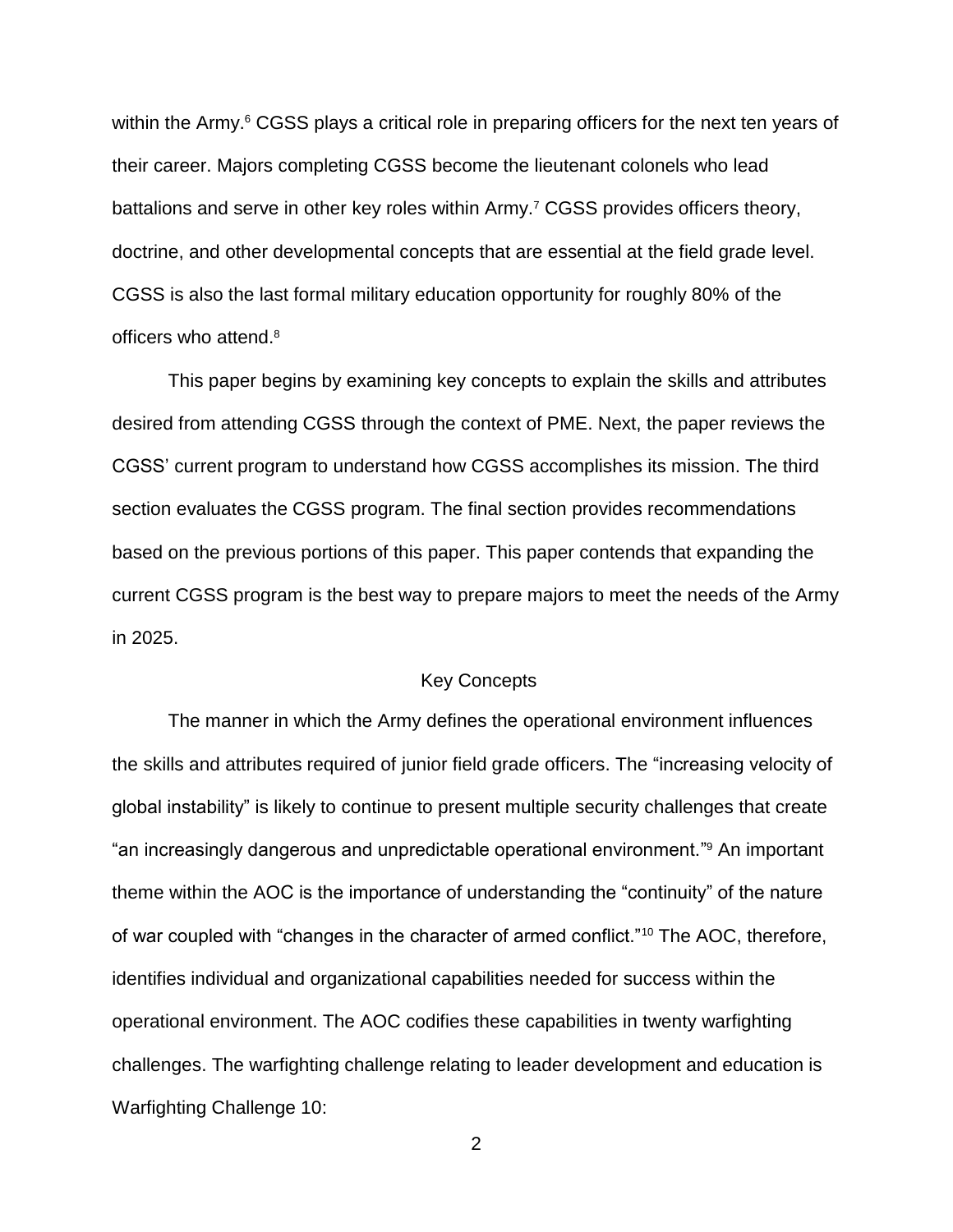within the Army.[6] CGSS plays a critical role in preparing officers for the next ten years of their career. Majors completing CGSS become the lieutenant colonels who lead battalions and serve in other key roles within Army.[7] CGSS provides officers theory, doctrine, and other developmental concepts that are essential at the field grade level. CGSS is also the last formal military education opportunity for roughly 80% of the officers who attend.[8]

This paper begins by examining key concepts to explain the skills and attributes desired from attending CGSS through the context of PME. Next, the paper reviews the CGSS' current program to understand how CGSS accomplishes its mission. The third section evaluates the CGSS program. The final section provides recommendations based on the previous portions of this paper. This paper contends that expanding the current CGSS program is the best way to prepare majors to meet the needs of the Army in 2025.

## Key Concepts

The manner in which the Army defines the operational environment influences the skills and attributes required of junior field grade officers. The "increasing velocity of global instability" is likely to continue to present multiple security challenges that create "an increasingly dangerous and unpredictable operational environment."[9] An important theme within the AOC is the importance of understanding the "continuity" of the nature of war coupled with "changes in the character of armed conflict."[10] The AOC, therefore, identifies individual and organizational capabilities needed for success within the operational environment. The AOC codifies these capabilities in twenty warfighting challenges. The warfighting challenge relating to leader development and education is Warfighting Challenge 10: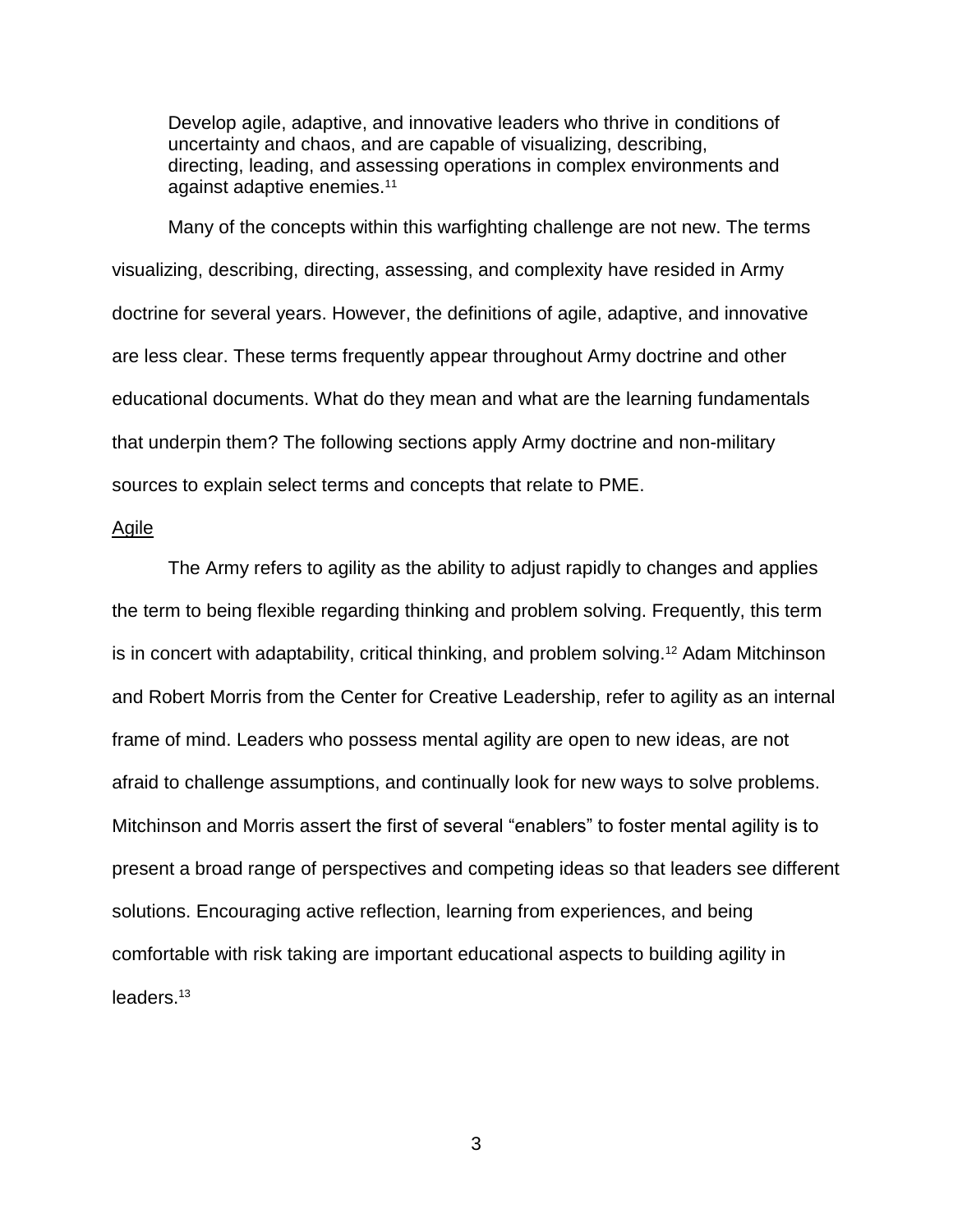> Develop agile, adaptive, and innovative leaders who thrive in conditions of uncertainty and chaos, and are capable of visualizing, describing, directing, leading, and assessing operations in complex environments and against adaptive enemies.[11]

Many of the concepts within this warfighting challenge are not new. The terms visualizing, describing, directing, assessing, and complexity have resided in Army doctrine for several years. However, the definitions of agile, adaptive, and innovative are less clear. These terms frequently appear throughout Army doctrine and other educational documents. What do they mean and what are the learning fundamentals that underpin them? The following sections apply Army doctrine and non-military sources to explain select terms and concepts that relate to PME.

<u>Agile</u>

The Army refers to agility as the ability to adjust rapidly to changes and applies the term to being flexible regarding thinking and problem solving. Frequently, this term is in concert with adaptability, critical thinking, and problem solving.[12] Adam Mitchinson and Robert Morris from the Center for Creative Leadership, refer to agility as an internal frame of mind. Leaders who possess mental agility are open to new ideas, are not afraid to challenge assumptions, and continually look for new ways to solve problems. Mitchinson and Morris assert the first of several "enablers" to foster mental agility is to present a broad range of perspectives and competing ideas so that leaders see different solutions. Encouraging active reflection, learning from experiences, and being comfortable with risk taking are important educational aspects to building agility in leaders.[13]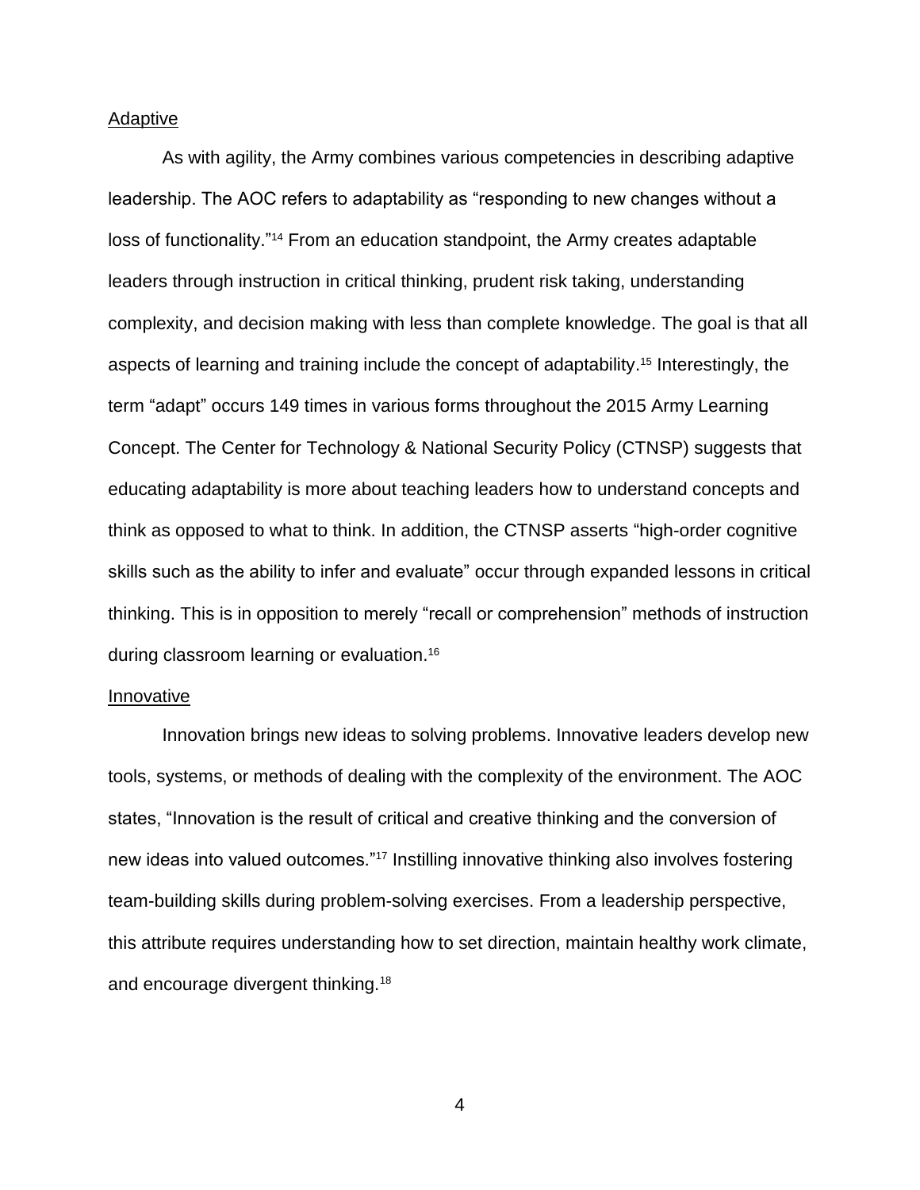### Adaptive

As with agility, the Army combines various competencies in describing adaptive leadership. The AOC refers to adaptability as "responding to new changes without a loss of functionality."[14] From an education standpoint, the Army creates adaptable leaders through instruction in critical thinking, prudent risk taking, understanding complexity, and decision making with less than complete knowledge. The goal is that all aspects of learning and training include the concept of adaptability.[15] Interestingly, the term "adapt" occurs 149 times in various forms throughout the 2015 Army Learning Concept. The Center for Technology & National Security Policy (CTNSP) suggests that educating adaptability is more about teaching leaders how to understand concepts and think as opposed to what to think. In addition, the CTNSP asserts "high-order cognitive skills such as the ability to infer and evaluate" occur through expanded lessons in critical thinking. This is in opposition to merely "recall or comprehension" methods of instruction during classroom learning or evaluation.[16]

### Innovative

Innovation brings new ideas to solving problems. Innovative leaders develop new tools, systems, or methods of dealing with the complexity of the environment. The AOC states, "Innovation is the result of critical and creative thinking and the conversion of new ideas into valued outcomes."[17] Instilling innovative thinking also involves fostering team-building skills during problem-solving exercises. From a leadership perspective, this attribute requires understanding how to set direction, maintain healthy work climate, and encourage divergent thinking.[18]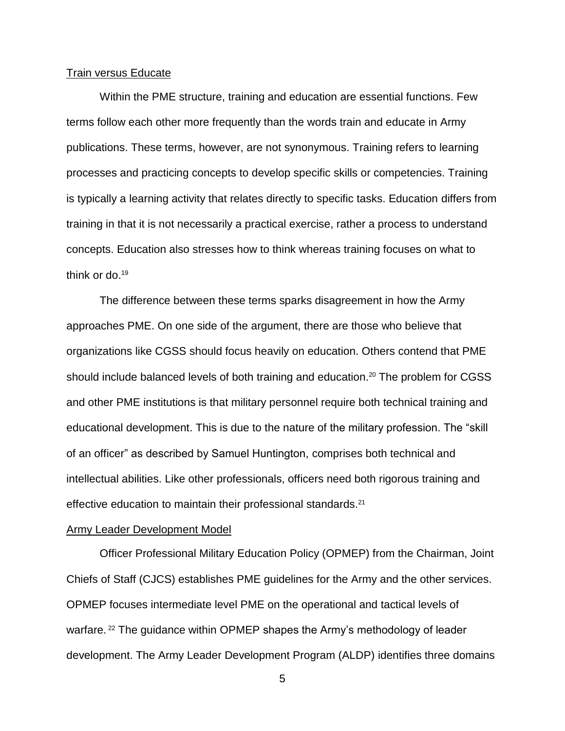Train versus Educate

Within the PME structure, training and education are essential functions. Few terms follow each other more frequently than the words train and educate in Army publications. These terms, however, are not synonymous. Training refers to learning processes and practicing concepts to develop specific skills or competencies. Training is typically a learning activity that relates directly to specific tasks. Education differs from training in that it is not necessarily a practical exercise, rather a process to understand concepts. Education also stresses how to think whereas training focuses on what to think or do.[19]

The difference between these terms sparks disagreement in how the Army approaches PME. On one side of the argument, there are those who believe that organizations like CGSS should focus heavily on education. Others contend that PME should include balanced levels of both training and education.[20] The problem for CGSS and other PME institutions is that military personnel require both technical training and educational development. This is due to the nature of the military profession. The "skill of an officer" as described by Samuel Huntington, comprises both technical and intellectual abilities. Like other professionals, officers need both rigorous training and effective education to maintain their professional standards.[21]

Army Leader Development Model

Officer Professional Military Education Policy (OPMEP) from the Chairman, Joint Chiefs of Staff (CJCS) establishes PME guidelines for the Army and the other services. OPMEP focuses intermediate level PME on the operational and tactical levels of warfare.[22] The guidance within OPMEP shapes the Army's methodology of leader development. The Army Leader Development Program (ALDP) identifies three domains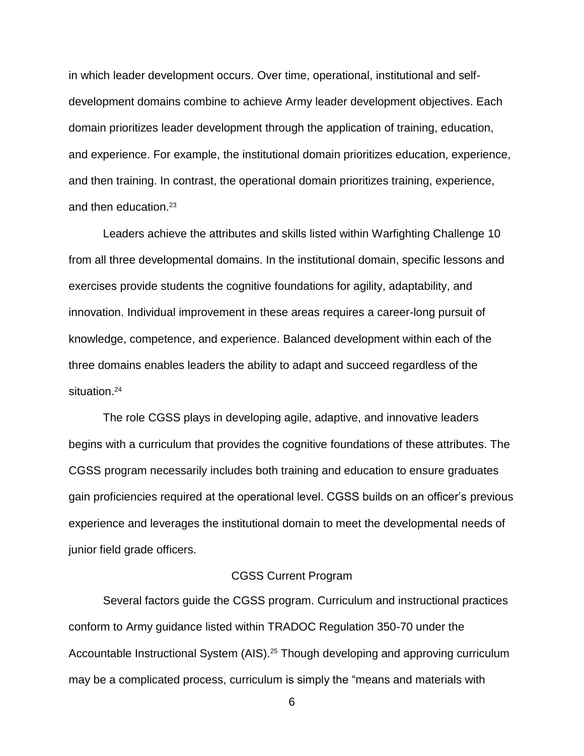in which leader development occurs. Over time, operational, institutional and self-development domains combine to achieve Army leader development objectives. Each domain prioritizes leader development through the application of training, education, and experience. For example, the institutional domain prioritizes education, experience, and then training. In contrast, the operational domain prioritizes training, experience, and then education.[23]

Leaders achieve the attributes and skills listed within Warfighting Challenge 10 from all three developmental domains. In the institutional domain, specific lessons and exercises provide students the cognitive foundations for agility, adaptability, and innovation. Individual improvement in these areas requires a career-long pursuit of knowledge, competence, and experience. Balanced development within each of the three domains enables leaders the ability to adapt and succeed regardless of the situation.[24]

The role CGSS plays in developing agile, adaptive, and innovative leaders begins with a curriculum that provides the cognitive foundations of these attributes. The CGSS program necessarily includes both training and education to ensure graduates gain proficiencies required at the operational level. CGSS builds on an officer's previous experience and leverages the institutional domain to meet the developmental needs of junior field grade officers.

## CGSS Current Program

Several factors guide the CGSS program. Curriculum and instructional practices conform to Army guidance listed within TRADOC Regulation 350-70 under the Accountable Instructional System (AIS).[25] Though developing and approving curriculum may be a complicated process, curriculum is simply the "means and materials with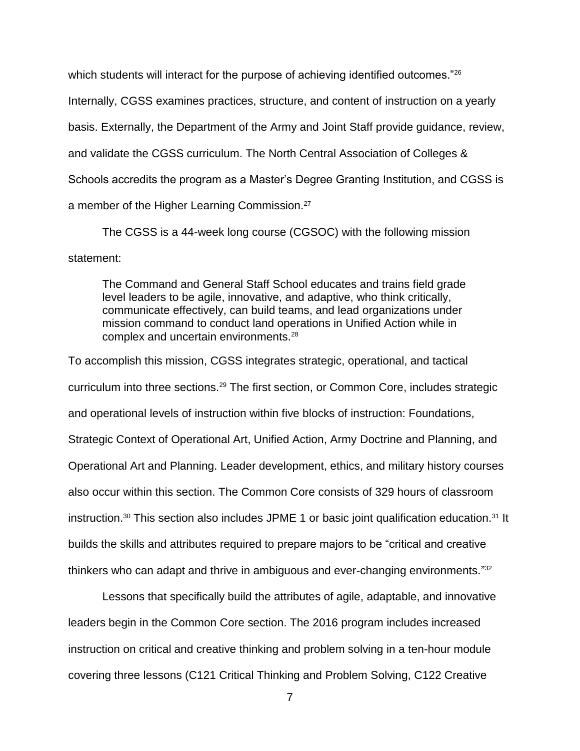which students will interact for the purpose of achieving identified outcomes."[26] Internally, CGSS examines practices, structure, and content of instruction on a yearly basis. Externally, the Department of the Army and Joint Staff provide guidance, review, and validate the CGSS curriculum. The North Central Association of Colleges & Schools accredits the program as a Master's Degree Granting Institution, and CGSS is a member of the Higher Learning Commission.[27]

The CGSS is a 44-week long course (CGSOC) with the following mission statement:

> The Command and General Staff School educates and trains field grade level leaders to be agile, innovative, and adaptive, who think critically, communicate effectively, can build teams, and lead organizations under mission command to conduct land operations in Unified Action while in complex and uncertain environments.[28]

To accomplish this mission, CGSS integrates strategic, operational, and tactical curriculum into three sections.[29] The first section, or Common Core, includes strategic and operational levels of instruction within five blocks of instruction: Foundations, Strategic Context of Operational Art, Unified Action, Army Doctrine and Planning, and Operational Art and Planning. Leader development, ethics, and military history courses also occur within this section. The Common Core consists of 329 hours of classroom instruction.[30] This section also includes JPME 1 or basic joint qualification education.[31] It builds the skills and attributes required to prepare majors to be "critical and creative thinkers who can adapt and thrive in ambiguous and ever-changing environments."[32]

Lessons that specifically build the attributes of agile, adaptable, and innovative leaders begin in the Common Core section. The 2016 program includes increased instruction on critical and creative thinking and problem solving in a ten-hour module covering three lessons (C121 Critical Thinking and Problem Solving, C122 Creative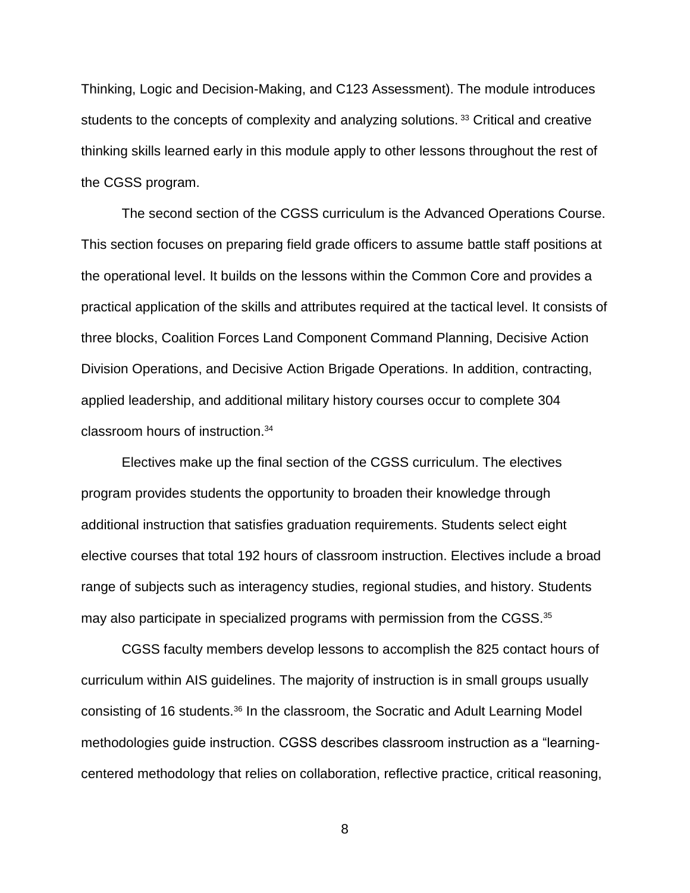Thinking, Logic and Decision-Making, and C123 Assessment). The module introduces students to the concepts of complexity and analyzing solutions.[33] Critical and creative thinking skills learned early in this module apply to other lessons throughout the rest of the CGSS program.

The second section of the CGSS curriculum is the Advanced Operations Course. This section focuses on preparing field grade officers to assume battle staff positions at the operational level. It builds on the lessons within the Common Core and provides a practical application of the skills and attributes required at the tactical level. It consists of three blocks, Coalition Forces Land Component Command Planning, Decisive Action Division Operations, and Decisive Action Brigade Operations. In addition, contracting, applied leadership, and additional military history courses occur to complete 304 classroom hours of instruction.[34]

Electives make up the final section of the CGSS curriculum. The electives program provides students the opportunity to broaden their knowledge through additional instruction that satisfies graduation requirements. Students select eight elective courses that total 192 hours of classroom instruction. Electives include a broad range of subjects such as interagency studies, regional studies, and history. Students may also participate in specialized programs with permission from the CGSS.[35]

CGSS faculty members develop lessons to accomplish the 825 contact hours of curriculum within AIS guidelines. The majority of instruction is in small groups usually consisting of 16 students.[36] In the classroom, the Socratic and Adult Learning Model methodologies guide instruction. CGSS describes classroom instruction as a "learning-centered methodology that relies on collaboration, reflective practice, critical reasoning,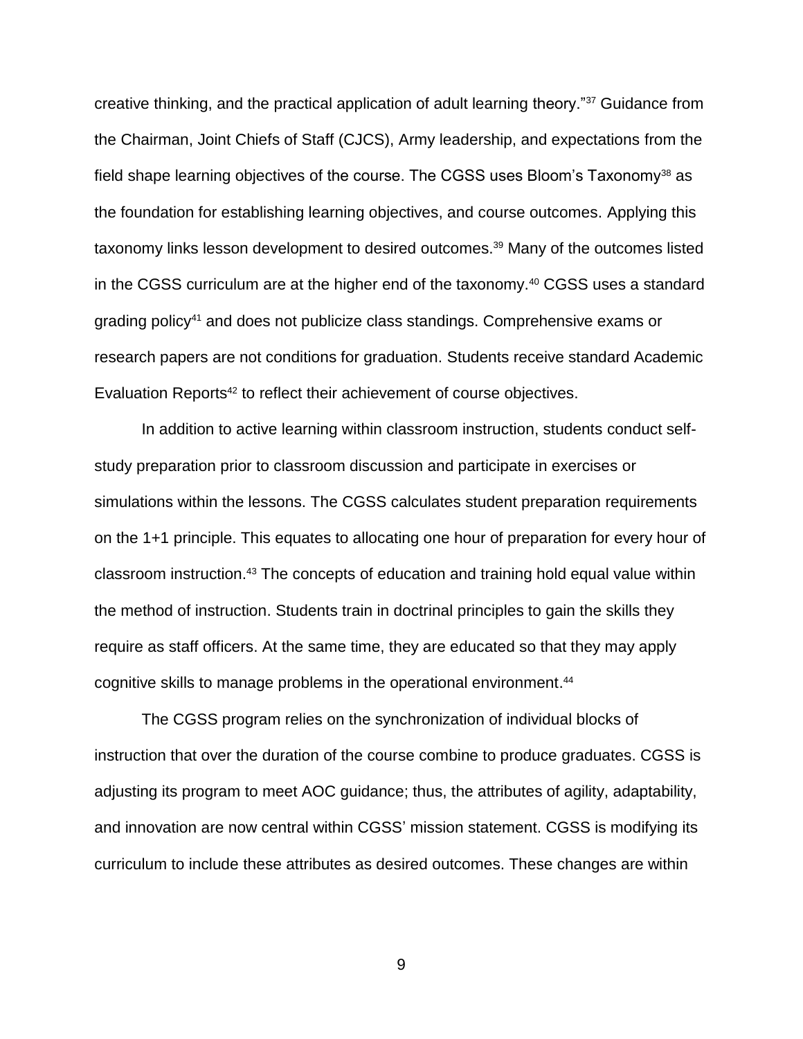creative thinking, and the practical application of adult learning theory."[37] Guidance from the Chairman, Joint Chiefs of Staff (CJCS), Army leadership, and expectations from the field shape learning objectives of the course. The CGSS uses Bloom's Taxonomy[38] as the foundation for establishing learning objectives, and course outcomes. Applying this taxonomy links lesson development to desired outcomes.[39] Many of the outcomes listed in the CGSS curriculum are at the higher end of the taxonomy.[40] CGSS uses a standard grading policy[41] and does not publicize class standings. Comprehensive exams or research papers are not conditions for graduation. Students receive standard Academic Evaluation Reports[42] to reflect their achievement of course objectives.

In addition to active learning within classroom instruction, students conduct self-study preparation prior to classroom discussion and participate in exercises or simulations within the lessons. The CGSS calculates student preparation requirements on the 1+1 principle. This equates to allocating one hour of preparation for every hour of classroom instruction.[43] The concepts of education and training hold equal value within the method of instruction. Students train in doctrinal principles to gain the skills they require as staff officers. At the same time, they are educated so that they may apply cognitive skills to manage problems in the operational environment.[44]

The CGSS program relies on the synchronization of individual blocks of instruction that over the duration of the course combine to produce graduates. CGSS is adjusting its program to meet AOC guidance; thus, the attributes of agility, adaptability, and innovation are now central within CGSS' mission statement. CGSS is modifying its curriculum to include these attributes as desired outcomes. These changes are within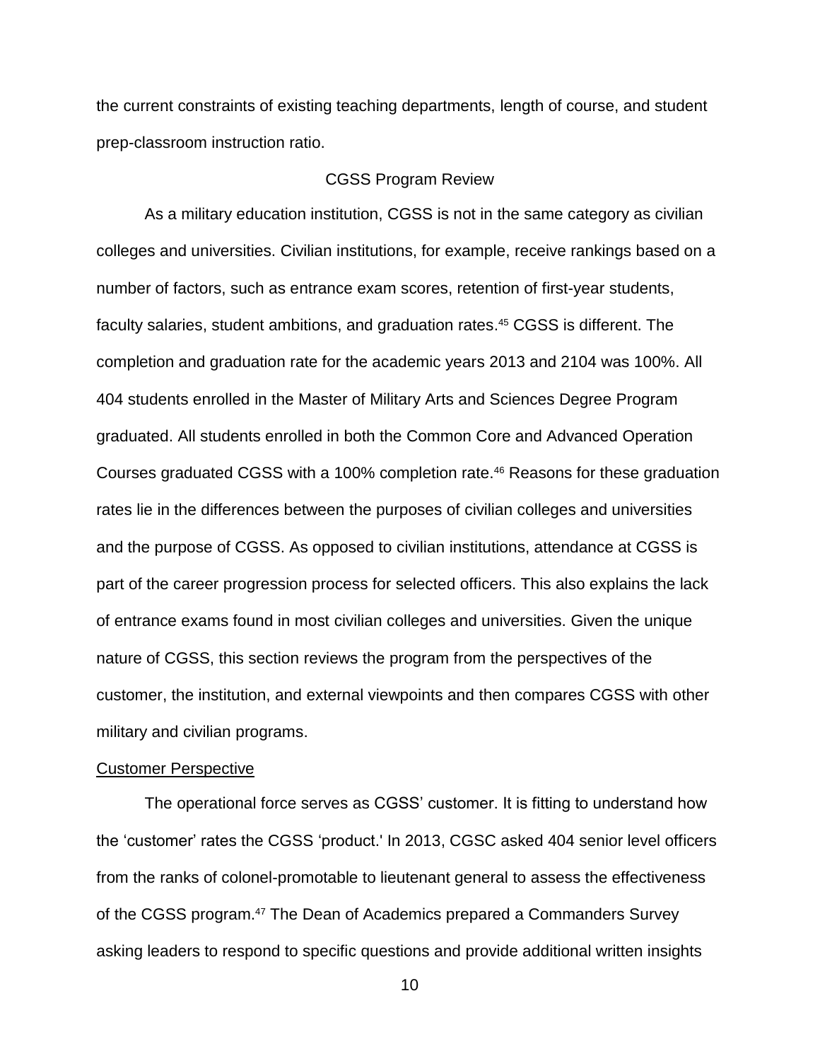the current constraints of existing teaching departments, length of course, and student prep-classroom instruction ratio.

## CGSS Program Review

As a military education institution, CGSS is not in the same category as civilian colleges and universities. Civilian institutions, for example, receive rankings based on a number of factors, such as entrance exam scores, retention of first-year students, faculty salaries, student ambitions, and graduation rates.[45] CGSS is different. The completion and graduation rate for the academic years 2013 and 2104 was 100%. All 404 students enrolled in the Master of Military Arts and Sciences Degree Program graduated. All students enrolled in both the Common Core and Advanced Operation Courses graduated CGSS with a 100% completion rate.[46] Reasons for these graduation rates lie in the differences between the purposes of civilian colleges and universities and the purpose of CGSS. As opposed to civilian institutions, attendance at CGSS is part of the career progression process for selected officers. This also explains the lack of entrance exams found in most civilian colleges and universities. Given the unique nature of CGSS, this section reviews the program from the perspectives of the customer, the institution, and external viewpoints and then compares CGSS with other military and civilian programs.

### Customer Perspective

The operational force serves as CGSS' customer. It is fitting to understand how the 'customer' rates the CGSS 'product.' In 2013, CGSC asked 404 senior level officers from the ranks of colonel-promotable to lieutenant general to assess the effectiveness of the CGSS program.[47] The Dean of Academics prepared a Commanders Survey asking leaders to respond to specific questions and provide additional written insights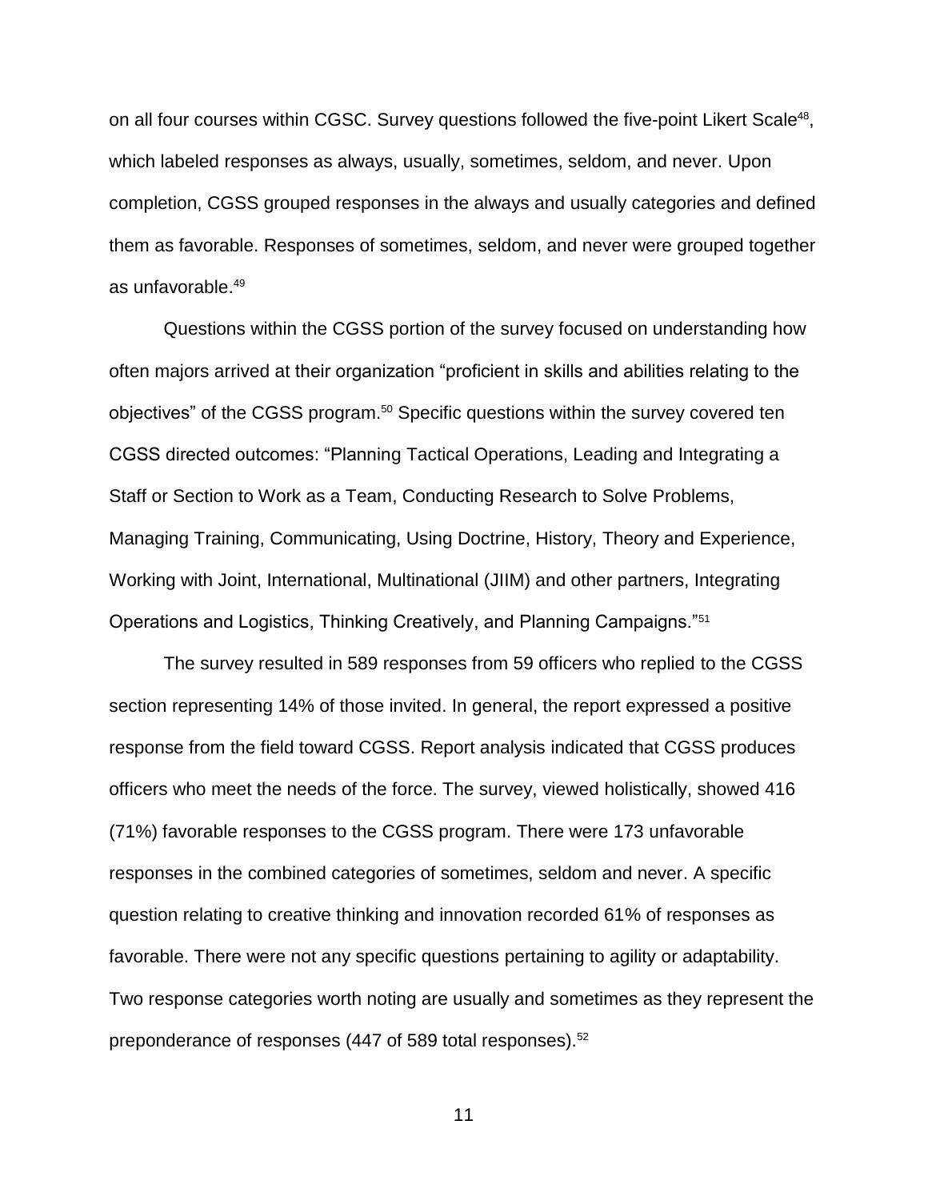on all four courses within CGSC. Survey questions followed the five-point Likert Scale[48], which labeled responses as always, usually, sometimes, seldom, and never. Upon completion, CGSS grouped responses in the always and usually categories and defined them as favorable. Responses of sometimes, seldom, and never were grouped together as unfavorable.[49]

Questions within the CGSS portion of the survey focused on understanding how often majors arrived at their organization "proficient in skills and abilities relating to the objectives" of the CGSS program.[50] Specific questions within the survey covered ten CGSS directed outcomes: "Planning Tactical Operations, Leading and Integrating a Staff or Section to Work as a Team, Conducting Research to Solve Problems, Managing Training, Communicating, Using Doctrine, History, Theory and Experience, Working with Joint, International, Multinational (JIIM) and other partners, Integrating Operations and Logistics, Thinking Creatively, and Planning Campaigns."[51]

The survey resulted in 589 responses from 59 officers who replied to the CGSS section representing 14% of those invited. In general, the report expressed a positive response from the field toward CGSS. Report analysis indicated that CGSS produces officers who meet the needs of the force. The survey, viewed holistically, showed 416 (71%) favorable responses to the CGSS program. There were 173 unfavorable responses in the combined categories of sometimes, seldom and never. A specific question relating to creative thinking and innovation recorded 61% of responses as favorable. There were not any specific questions pertaining to agility or adaptability. Two response categories worth noting are usually and sometimes as they represent the preponderance of responses (447 of 589 total responses).[52]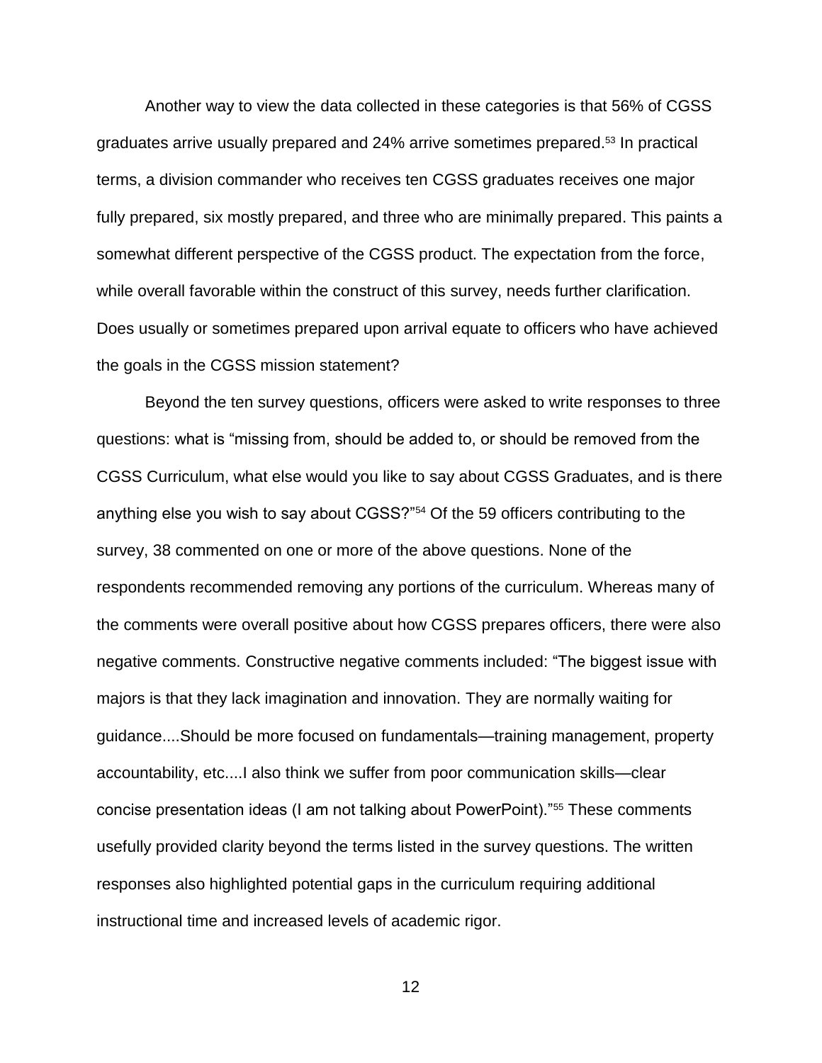Another way to view the data collected in these categories is that 56% of CGSS graduates arrive usually prepared and 24% arrive sometimes prepared.[53] In practical terms, a division commander who receives ten CGSS graduates receives one major fully prepared, six mostly prepared, and three who are minimally prepared. This paints a somewhat different perspective of the CGSS product. The expectation from the force, while overall favorable within the construct of this survey, needs further clarification. Does usually or sometimes prepared upon arrival equate to officers who have achieved the goals in the CGSS mission statement?

Beyond the ten survey questions, officers were asked to write responses to three questions: what is "missing from, should be added to, or should be removed from the CGSS Curriculum, what else would you like to say about CGSS Graduates, and is there anything else you wish to say about CGSS?"[54] Of the 59 officers contributing to the survey, 38 commented on one or more of the above questions. None of the respondents recommended removing any portions of the curriculum. Whereas many of the comments were overall positive about how CGSS prepares officers, there were also negative comments. Constructive negative comments included: "The biggest issue with majors is that they lack imagination and innovation. They are normally waiting for guidance....Should be more focused on fundamentals—training management, property accountability, etc....I also think we suffer from poor communication skills—clear concise presentation ideas (I am not talking about PowerPoint)."[55] These comments usefully provided clarity beyond the terms listed in the survey questions. The written responses also highlighted potential gaps in the curriculum requiring additional instructional time and increased levels of academic rigor.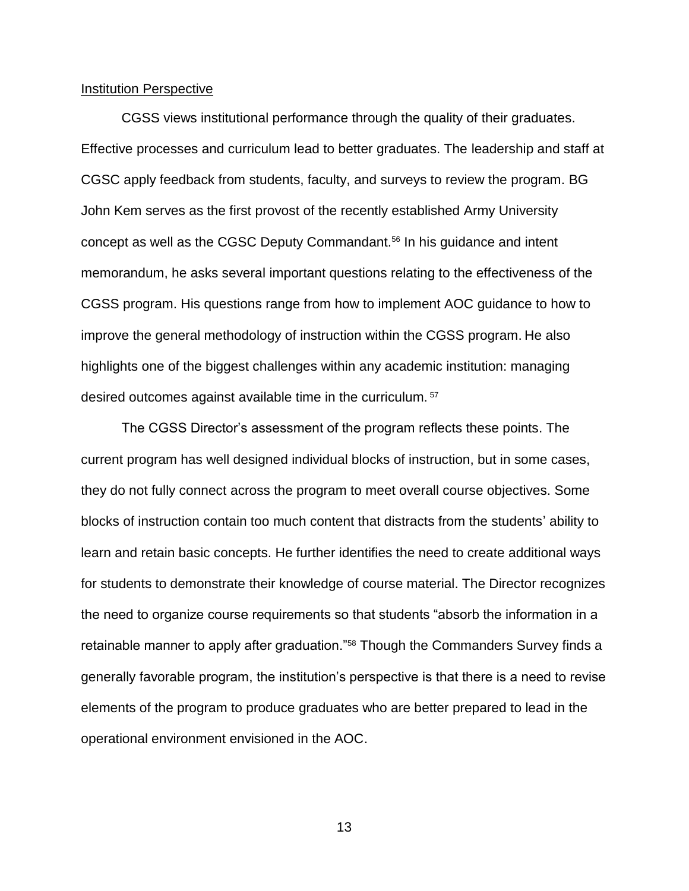Institution Perspective

CGSS views institutional performance through the quality of their graduates. Effective processes and curriculum lead to better graduates. The leadership and staff at CGSC apply feedback from students, faculty, and surveys to review the program. BG John Kem serves as the first provost of the recently established Army University concept as well as the CGSC Deputy Commandant.[56] In his guidance and intent memorandum, he asks several important questions relating to the effectiveness of the CGSS program. His questions range from how to implement AOC guidance to how to improve the general methodology of instruction within the CGSS program. He also highlights one of the biggest challenges within any academic institution: managing desired outcomes against available time in the curriculum.[57]

The CGSS Director's assessment of the program reflects these points. The current program has well designed individual blocks of instruction, but in some cases, they do not fully connect across the program to meet overall course objectives. Some blocks of instruction contain too much content that distracts from the students' ability to learn and retain basic concepts. He further identifies the need to create additional ways for students to demonstrate their knowledge of course material. The Director recognizes the need to organize course requirements so that students "absorb the information in a retainable manner to apply after graduation."[58] Though the Commanders Survey finds a generally favorable program, the institution's perspective is that there is a need to revise elements of the program to produce graduates who are better prepared to lead in the operational environment envisioned in the AOC.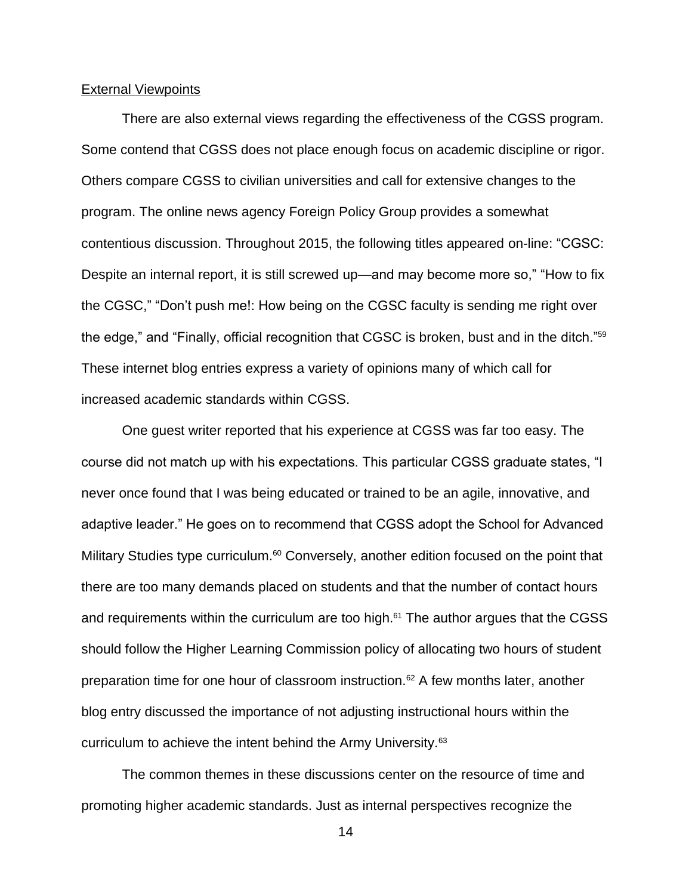External Viewpoints

There are also external views regarding the effectiveness of the CGSS program. Some contend that CGSS does not place enough focus on academic discipline or rigor. Others compare CGSS to civilian universities and call for extensive changes to the program. The online news agency Foreign Policy Group provides a somewhat contentious discussion. Throughout 2015, the following titles appeared on-line: "CGSC: Despite an internal report, it is still screwed up—and may become more so," "How to fix the CGSC," "Don't push me!: How being on the CGSC faculty is sending me right over the edge," and "Finally, official recognition that CGSC is broken, bust and in the ditch."[59] These internet blog entries express a variety of opinions many of which call for increased academic standards within CGSS.

One guest writer reported that his experience at CGSS was far too easy. The course did not match up with his expectations. This particular CGSS graduate states, "I never once found that I was being educated or trained to be an agile, innovative, and adaptive leader." He goes on to recommend that CGSS adopt the School for Advanced Military Studies type curriculum.[60] Conversely, another edition focused on the point that there are too many demands placed on students and that the number of contact hours and requirements within the curriculum are too high.[61] The author argues that the CGSS should follow the Higher Learning Commission policy of allocating two hours of student preparation time for one hour of classroom instruction.[62] A few months later, another blog entry discussed the importance of not adjusting instructional hours within the curriculum to achieve the intent behind the Army University.[63]

The common themes in these discussions center on the resource of time and promoting higher academic standards. Just as internal perspectives recognize the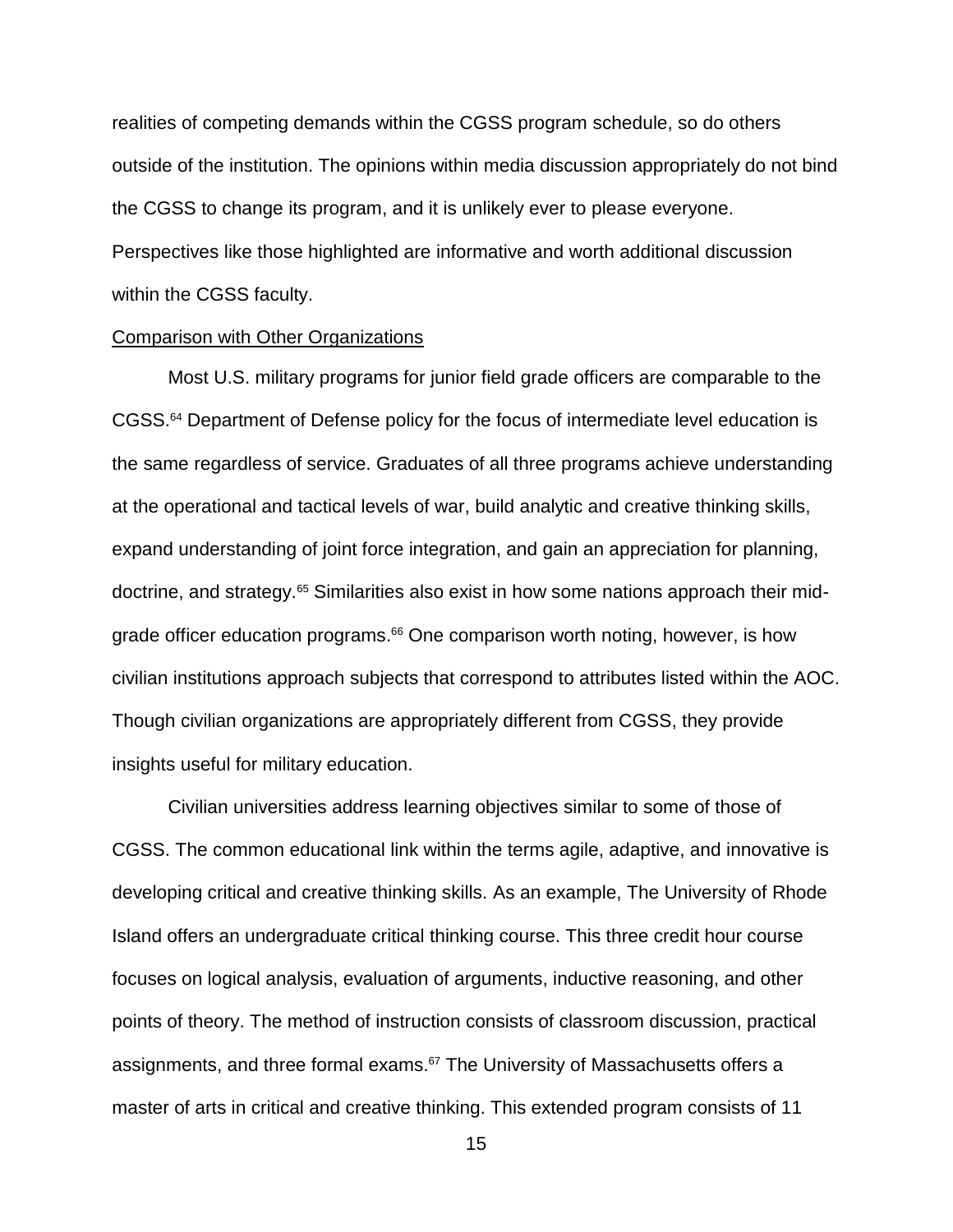realities of competing demands within the CGSS program schedule, so do others outside of the institution. The opinions within media discussion appropriately do not bind the CGSS to change its program, and it is unlikely ever to please everyone. Perspectives like those highlighted are informative and worth additional discussion within the CGSS faculty.

## Comparison with Other Organizations

Most U.S. military programs for junior field grade officers are comparable to the CGSS.[64] Department of Defense policy for the focus of intermediate level education is the same regardless of service. Graduates of all three programs achieve understanding at the operational and tactical levels of war, build analytic and creative thinking skills, expand understanding of joint force integration, and gain an appreciation for planning, doctrine, and strategy.[65] Similarities also exist in how some nations approach their mid-grade officer education programs.[66] One comparison worth noting, however, is how civilian institutions approach subjects that correspond to attributes listed within the AOC. Though civilian organizations are appropriately different from CGSS, they provide insights useful for military education.

Civilian universities address learning objectives similar to some of those of CGSS. The common educational link within the terms agile, adaptive, and innovative is developing critical and creative thinking skills. As an example, The University of Rhode Island offers an undergraduate critical thinking course. This three credit hour course focuses on logical analysis, evaluation of arguments, inductive reasoning, and other points of theory. The method of instruction consists of classroom discussion, practical assignments, and three formal exams.[67] The University of Massachusetts offers a master of arts in critical and creative thinking. This extended program consists of 11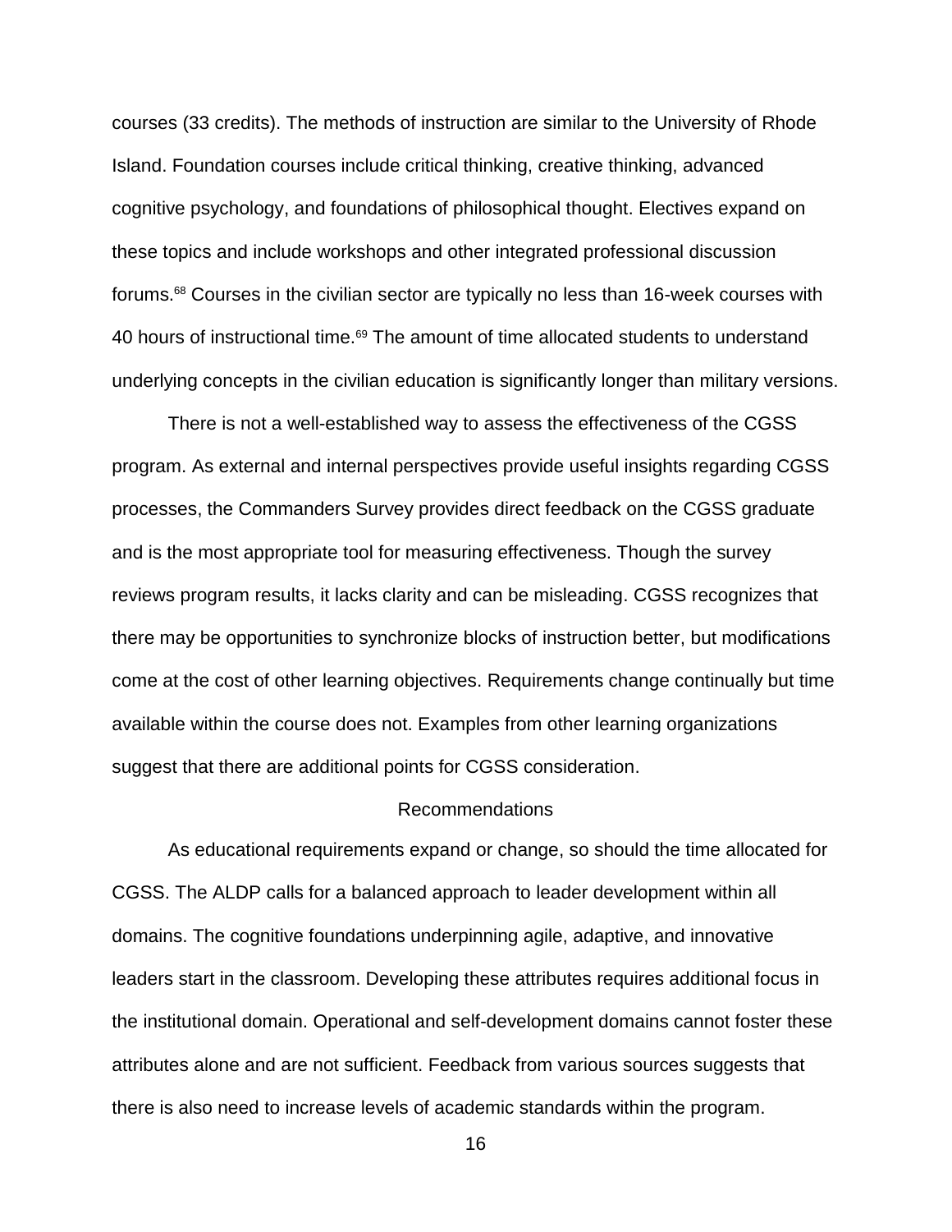courses (33 credits). The methods of instruction are similar to the University of Rhode Island. Foundation courses include critical thinking, creative thinking, advanced cognitive psychology, and foundations of philosophical thought. Electives expand on these topics and include workshops and other integrated professional discussion forums.[68] Courses in the civilian sector are typically no less than 16-week courses with 40 hours of instructional time.[69] The amount of time allocated students to understand underlying concepts in the civilian education is significantly longer than military versions.

There is not a well-established way to assess the effectiveness of the CGSS program. As external and internal perspectives provide useful insights regarding CGSS processes, the Commanders Survey provides direct feedback on the CGSS graduate and is the most appropriate tool for measuring effectiveness. Though the survey reviews program results, it lacks clarity and can be misleading. CGSS recognizes that there may be opportunities to synchronize blocks of instruction better, but modifications come at the cost of other learning objectives. Requirements change continually but time available within the course does not. Examples from other learning organizations suggest that there are additional points for CGSS consideration.

## Recommendations

As educational requirements expand or change, so should the time allocated for CGSS. The ALDP calls for a balanced approach to leader development within all domains. The cognitive foundations underpinning agile, adaptive, and innovative leaders start in the classroom. Developing these attributes requires additional focus in the institutional domain. Operational and self-development domains cannot foster these attributes alone and are not sufficient. Feedback from various sources suggests that there is also need to increase levels of academic standards within the program.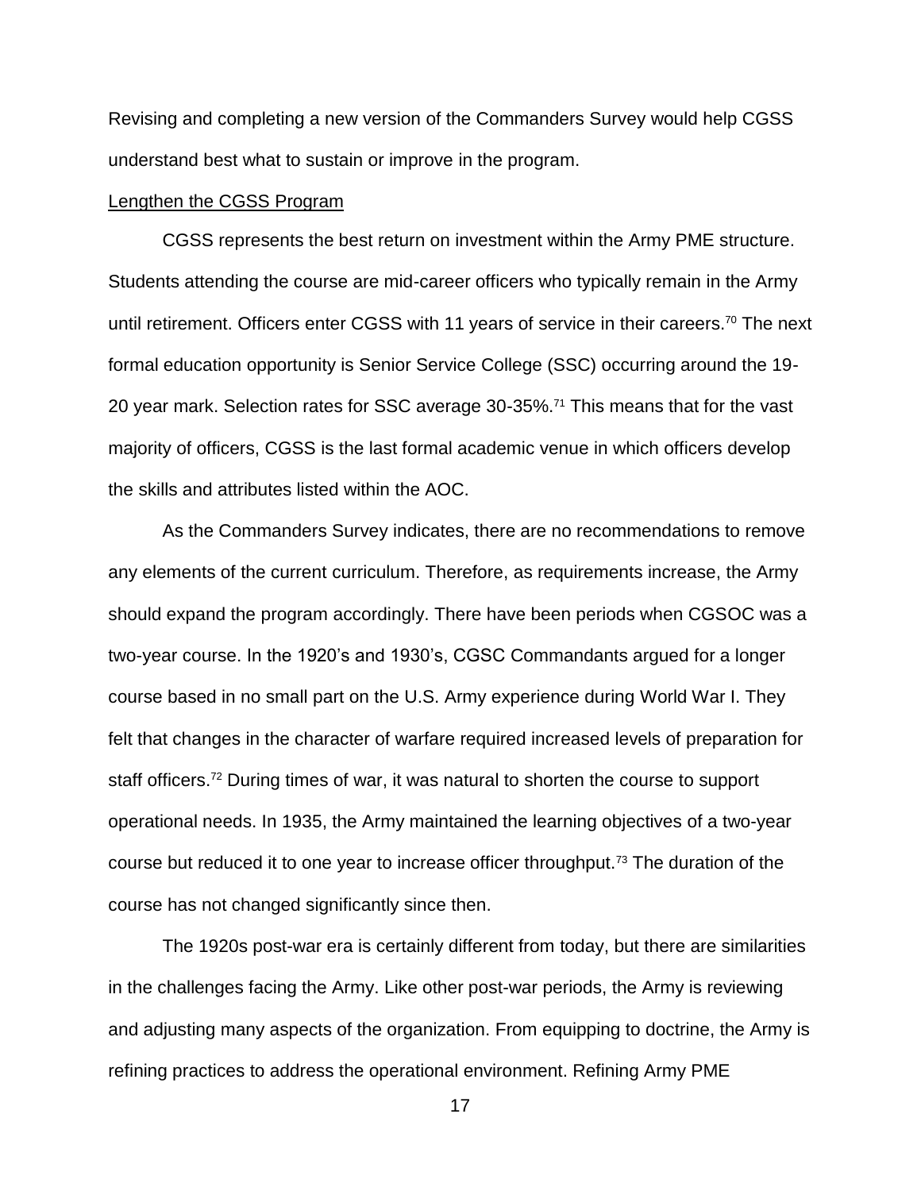Revising and completing a new version of the Commanders Survey would help CGSS understand best what to sustain or improve in the program.

<u>Lengthen the CGSS Program</u>

CGSS represents the best return on investment within the Army PME structure. Students attending the course are mid-career officers who typically remain in the Army until retirement. Officers enter CGSS with 11 years of service in their careers.[70] The next formal education opportunity is Senior Service College (SSC) occurring around the 19-20 year mark. Selection rates for SSC average 30-35%.[71] This means that for the vast majority of officers, CGSS is the last formal academic venue in which officers develop the skills and attributes listed within the AOC.

As the Commanders Survey indicates, there are no recommendations to remove any elements of the current curriculum. Therefore, as requirements increase, the Army should expand the program accordingly. There have been periods when CGSOC was a two-year course. In the 1920's and 1930's, CGSC Commandants argued for a longer course based in no small part on the U.S. Army experience during World War I. They felt that changes in the character of warfare required increased levels of preparation for staff officers.[72] During times of war, it was natural to shorten the course to support operational needs. In 1935, the Army maintained the learning objectives of a two-year course but reduced it to one year to increase officer throughput.[73] The duration of the course has not changed significantly since then.

The 1920s post-war era is certainly different from today, but there are similarities in the challenges facing the Army. Like other post-war periods, the Army is reviewing and adjusting many aspects of the organization. From equipping to doctrine, the Army is refining practices to address the operational environment. Refining Army PME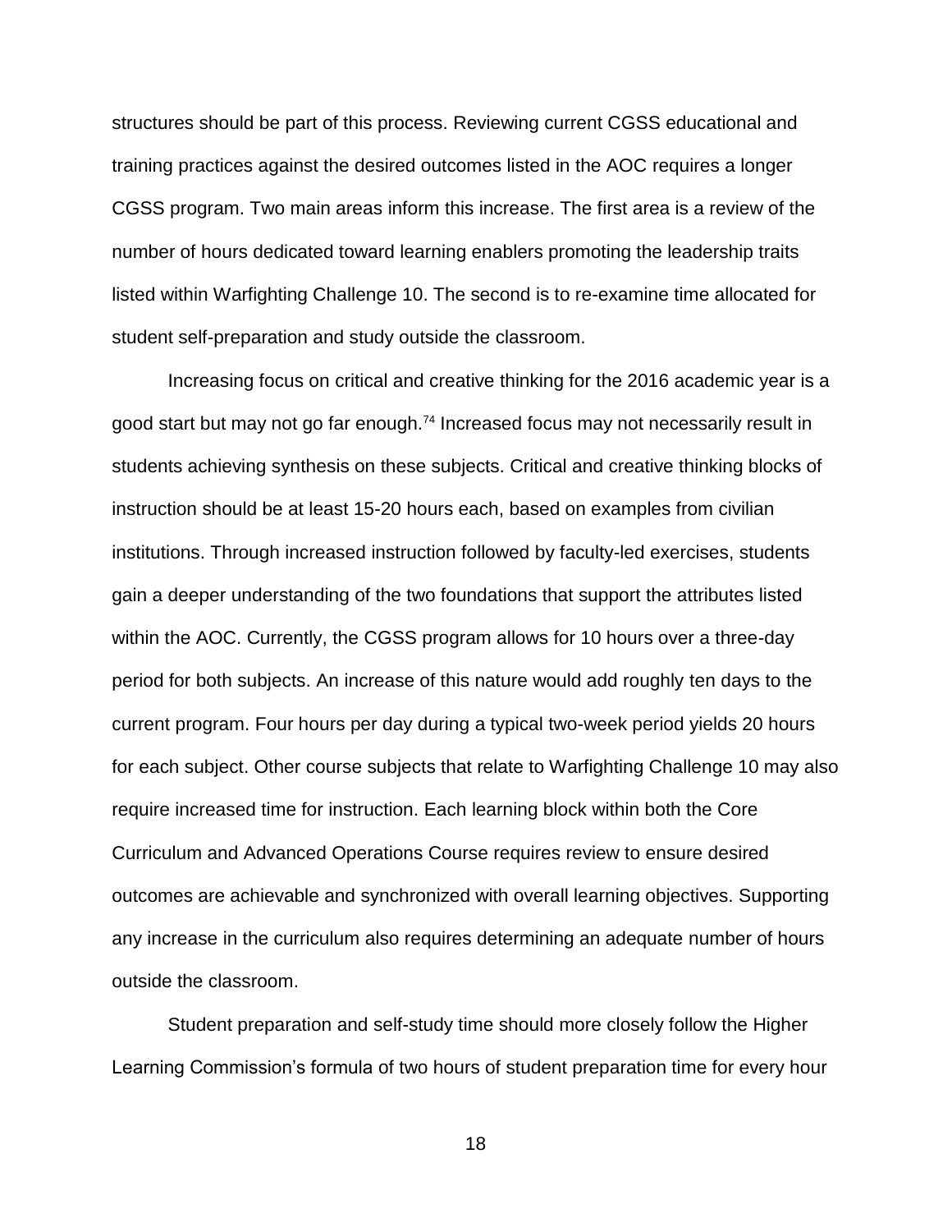structures should be part of this process. Reviewing current CGSS educational and training practices against the desired outcomes listed in the AOC requires a longer CGSS program. Two main areas inform this increase. The first area is a review of the number of hours dedicated toward learning enablers promoting the leadership traits listed within Warfighting Challenge 10. The second is to re-examine time allocated for student self-preparation and study outside the classroom.

Increasing focus on critical and creative thinking for the 2016 academic year is a good start but may not go far enough.[74] Increased focus may not necessarily result in students achieving synthesis on these subjects. Critical and creative thinking blocks of instruction should be at least 15-20 hours each, based on examples from civilian institutions. Through increased instruction followed by faculty-led exercises, students gain a deeper understanding of the two foundations that support the attributes listed within the AOC. Currently, the CGSS program allows for 10 hours over a three-day period for both subjects. An increase of this nature would add roughly ten days to the current program. Four hours per day during a typical two-week period yields 20 hours for each subject. Other course subjects that relate to Warfighting Challenge 10 may also require increased time for instruction. Each learning block within both the Core Curriculum and Advanced Operations Course requires review to ensure desired outcomes are achievable and synchronized with overall learning objectives. Supporting any increase in the curriculum also requires determining an adequate number of hours outside the classroom.

Student preparation and self-study time should more closely follow the Higher Learning Commission's formula of two hours of student preparation time for every hour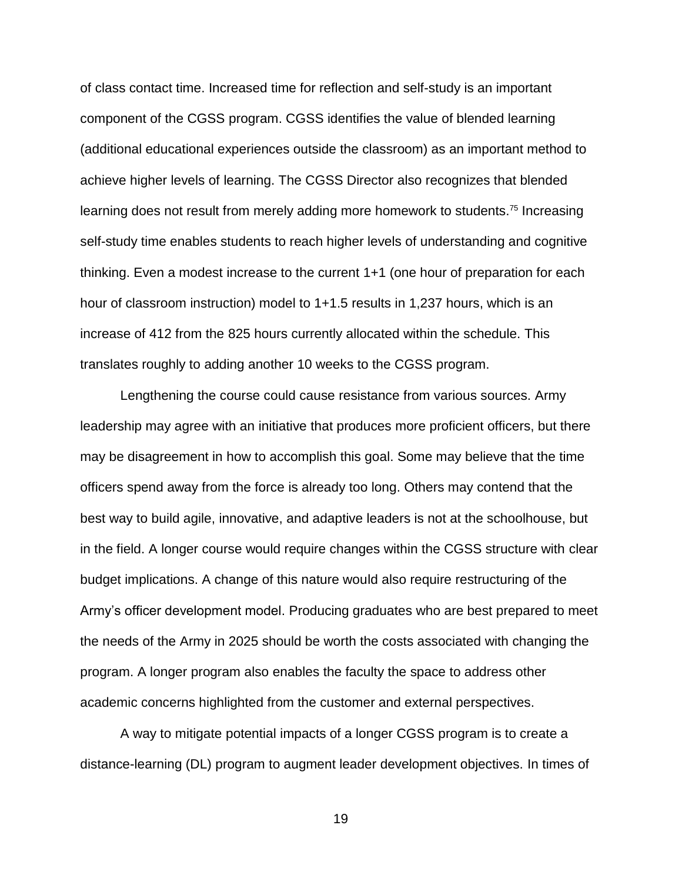of class contact time. Increased time for reflection and self-study is an important component of the CGSS program. CGSS identifies the value of blended learning (additional educational experiences outside the classroom) as an important method to achieve higher levels of learning. The CGSS Director also recognizes that blended learning does not result from merely adding more homework to students.[75] Increasing self-study time enables students to reach higher levels of understanding and cognitive thinking. Even a modest increase to the current 1+1 (one hour of preparation for each hour of classroom instruction) model to 1+1.5 results in 1,237 hours, which is an increase of 412 from the 825 hours currently allocated within the schedule. This translates roughly to adding another 10 weeks to the CGSS program.

Lengthening the course could cause resistance from various sources. Army leadership may agree with an initiative that produces more proficient officers, but there may be disagreement in how to accomplish this goal. Some may believe that the time officers spend away from the force is already too long. Others may contend that the best way to build agile, innovative, and adaptive leaders is not at the schoolhouse, but in the field. A longer course would require changes within the CGSS structure with clear budget implications. A change of this nature would also require restructuring of the Army's officer development model. Producing graduates who are best prepared to meet the needs of the Army in 2025 should be worth the costs associated with changing the program. A longer program also enables the faculty the space to address other academic concerns highlighted from the customer and external perspectives.

A way to mitigate potential impacts of a longer CGSS program is to create a distance-learning (DL) program to augment leader development objectives. In times of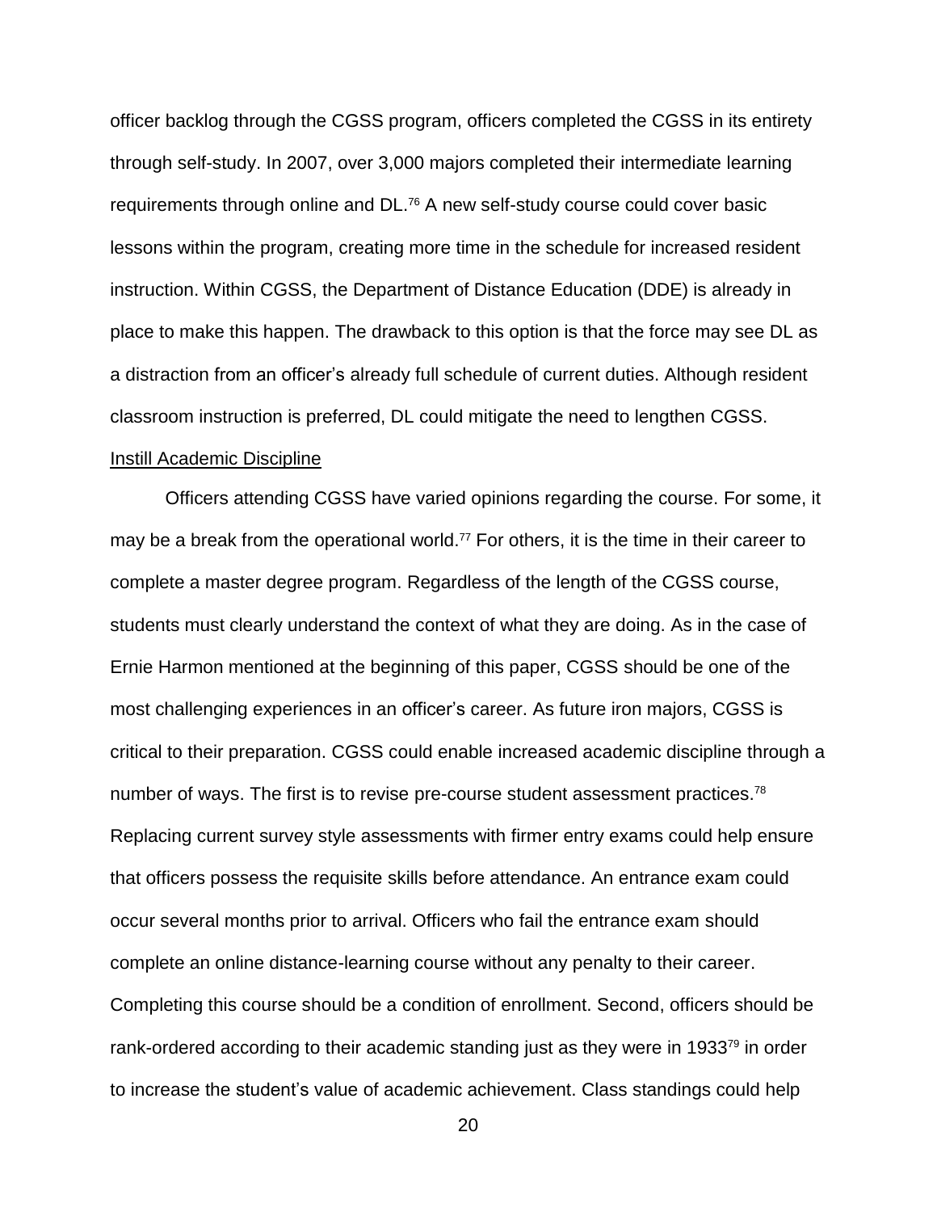officer backlog through the CGSS program, officers completed the CGSS in its entirety through self-study. In 2007, over 3,000 majors completed their intermediate learning requirements through online and DL.[76] A new self-study course could cover basic lessons within the program, creating more time in the schedule for increased resident instruction. Within CGSS, the Department of Distance Education (DDE) is already in place to make this happen. The drawback to this option is that the force may see DL as a distraction from an officer's already full schedule of current duties. Although resident classroom instruction is preferred, DL could mitigate the need to lengthen CGSS.

### Instill Academic Discipline

Officers attending CGSS have varied opinions regarding the course. For some, it may be a break from the operational world.[77] For others, it is the time in their career to complete a master degree program. Regardless of the length of the CGSS course, students must clearly understand the context of what they are doing. As in the case of Ernie Harmon mentioned at the beginning of this paper, CGSS should be one of the most challenging experiences in an officer's career. As future iron majors, CGSS is critical to their preparation. CGSS could enable increased academic discipline through a number of ways. The first is to revise pre-course student assessment practices.[78] Replacing current survey style assessments with firmer entry exams could help ensure that officers possess the requisite skills before attendance. An entrance exam could occur several months prior to arrival. Officers who fail the entrance exam should complete an online distance-learning course without any penalty to their career. Completing this course should be a condition of enrollment. Second, officers should be rank-ordered according to their academic standing just as they were in 1933[79] in order to increase the student's value of academic achievement. Class standings could help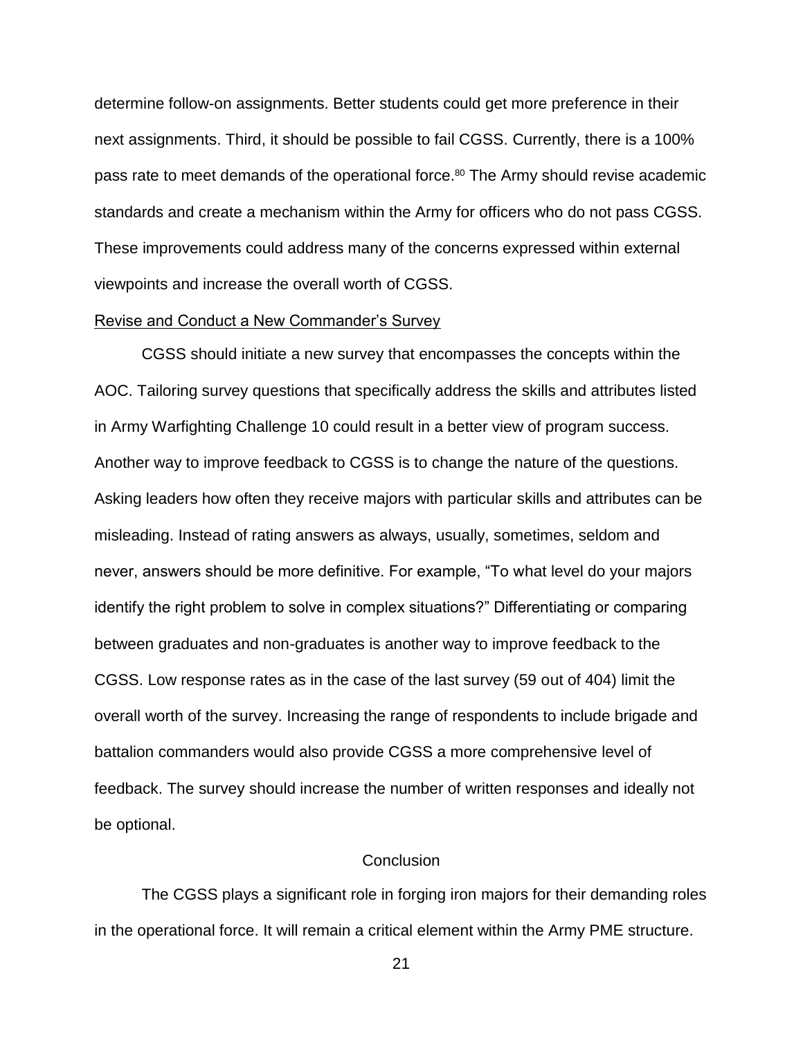determine follow-on assignments. Better students could get more preference in their next assignments. Third, it should be possible to fail CGSS. Currently, there is a 100% pass rate to meet demands of the operational force.[80] The Army should revise academic standards and create a mechanism within the Army for officers who do not pass CGSS. These improvements could address many of the concerns expressed within external viewpoints and increase the overall worth of CGSS.

<u>Revise and Conduct a New Commander's Survey</u>

CGSS should initiate a new survey that encompasses the concepts within the AOC. Tailoring survey questions that specifically address the skills and attributes listed in Army Warfighting Challenge 10 could result in a better view of program success. Another way to improve feedback to CGSS is to change the nature of the questions. Asking leaders how often they receive majors with particular skills and attributes can be misleading. Instead of rating answers as always, usually, sometimes, seldom and never, answers should be more definitive. For example, "To what level do your majors identify the right problem to solve in complex situations?" Differentiating or comparing between graduates and non-graduates is another way to improve feedback to the CGSS. Low response rates as in the case of the last survey (59 out of 404) limit the overall worth of the survey. Increasing the range of respondents to include brigade and battalion commanders would also provide CGSS a more comprehensive level of feedback. The survey should increase the number of written responses and ideally not be optional.

## Conclusion

The CGSS plays a significant role in forging iron majors for their demanding roles in the operational force. It will remain a critical element within the Army PME structure.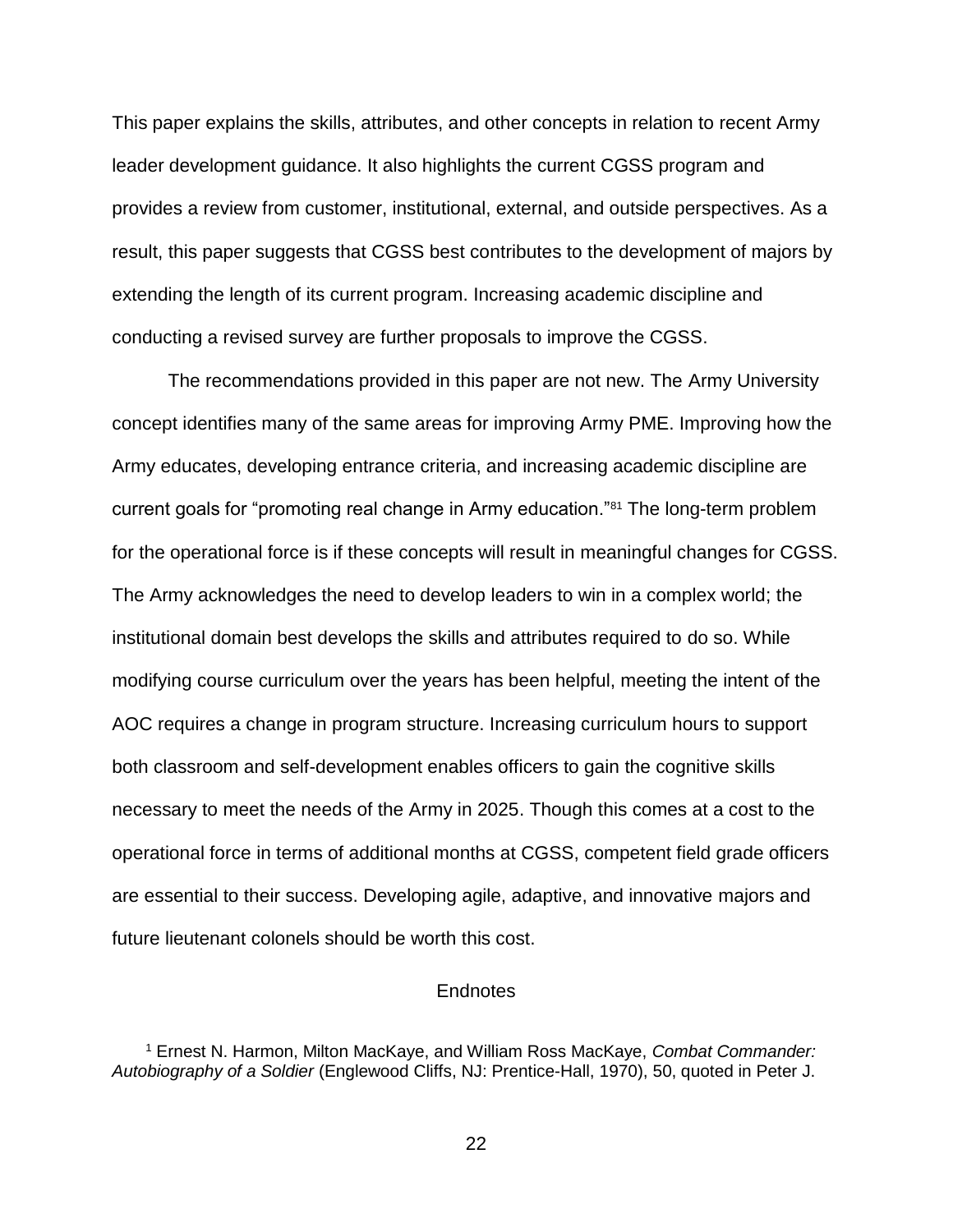This paper explains the skills, attributes, and other concepts in relation to recent Army leader development guidance. It also highlights the current CGSS program and provides a review from customer, institutional, external, and outside perspectives. As a result, this paper suggests that CGSS best contributes to the development of majors by extending the length of its current program. Increasing academic discipline and conducting a revised survey are further proposals to improve the CGSS.

The recommendations provided in this paper are not new. The Army University concept identifies many of the same areas for improving Army PME. Improving how the Army educates, developing entrance criteria, and increasing academic discipline are current goals for "promoting real change in Army education."[81] The long-term problem for the operational force is if these concepts will result in meaningful changes for CGSS. The Army acknowledges the need to develop leaders to win in a complex world; the institutional domain best develops the skills and attributes required to do so. While modifying course curriculum over the years has been helpful, meeting the intent of the AOC requires a change in program structure. Increasing curriculum hours to support both classroom and self-development enables officers to gain the cognitive skills necessary to meet the needs of the Army in 2025. Though this comes at a cost to the operational force in terms of additional months at CGSS, competent field grade officers are essential to their success. Developing agile, adaptive, and innovative majors and future lieutenant colonels should be worth this cost.

## Endnotes

[1] Ernest N. Harmon, Milton MacKaye, and William Ross MacKaye, *Combat Commander: Autobiography of a Soldier* (Englewood Cliffs, NJ: Prentice-Hall, 1970), 50, quoted in Peter J.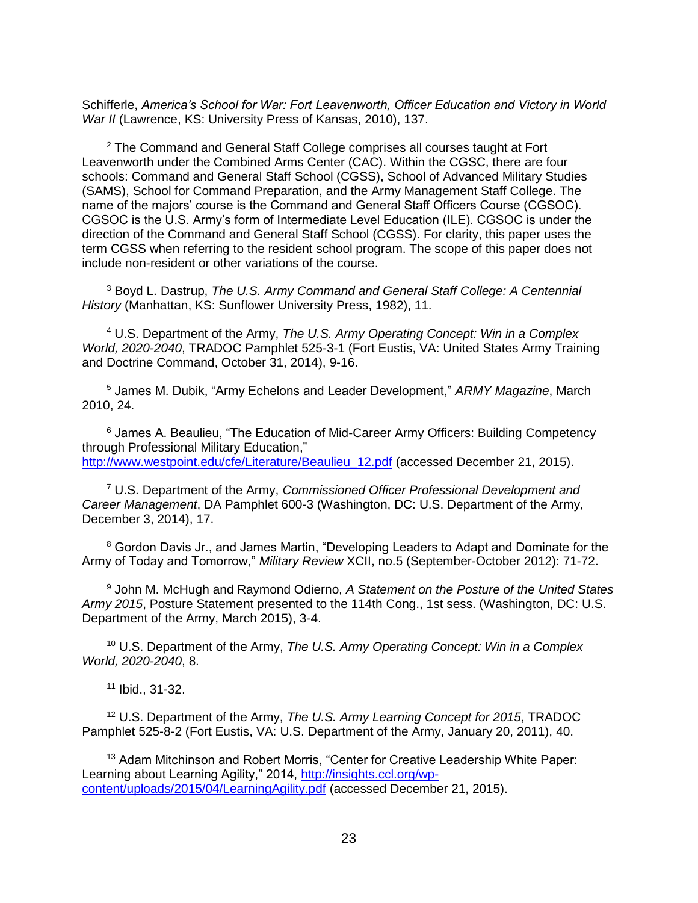Schifferle, *America's School for War: Fort Leavenworth, Officer Education and Victory in World War II* (Lawrence, KS: University Press of Kansas, 2010), 137.

[2] The Command and General Staff College comprises all courses taught at Fort Leavenworth under the Combined Arms Center (CAC). Within the CGSC, there are four schools: Command and General Staff School (CGSS), School of Advanced Military Studies (SAMS), School for Command Preparation, and the Army Management Staff College. The name of the majors' course is the Command and General Staff Officers Course (CGSOC). CGSOC is the U.S. Army's form of Intermediate Level Education (ILE). CGSOC is under the direction of the Command and General Staff School (CGSS). For clarity, this paper uses the term CGSS when referring to the resident school program. The scope of this paper does not include non-resident or other variations of the course.

[3] Boyd L. Dastrup, *The U.S. Army Command and General Staff College: A Centennial History* (Manhattan, KS: Sunflower University Press, 1982), 11.

[4] U.S. Department of the Army, *The U.S. Army Operating Concept: Win in a Complex World, 2020-2040*, TRADOC Pamphlet 525-3-1 (Fort Eustis, VA: United States Army Training and Doctrine Command, October 31, 2014), 9-16.

[5] James M. Dubik, "Army Echelons and Leader Development," *ARMY Magazine*, March 2010, 24.

[6] James A. Beaulieu, "The Education of Mid-Career Army Officers: Building Competency through Professional Military Education," http://www.westpoint.edu/cfe/Literature/Beaulieu_12.pdf (accessed December 21, 2015).

[7] U.S. Department of the Army, *Commissioned Officer Professional Development and Career Management*, DA Pamphlet 600-3 (Washington, DC: U.S. Department of the Army, December 3, 2014), 17.

[8] Gordon Davis Jr., and James Martin, "Developing Leaders to Adapt and Dominate for the Army of Today and Tomorrow," *Military Review* XCII, no.5 (September-October 2012): 71-72.

[9] John M. McHugh and Raymond Odierno, *A Statement on the Posture of the United States Army 2015*, Posture Statement presented to the 114th Cong., 1st sess. (Washington, DC: U.S. Department of the Army, March 2015), 3-4.

[10] U.S. Department of the Army, *The U.S. Army Operating Concept: Win in a Complex World, 2020-2040*, 8.

[11] Ibid., 31-32.

[12] U.S. Department of the Army, *The U.S. Army Learning Concept for 2015*, TRADOC Pamphlet 525-8-2 (Fort Eustis, VA: U.S. Department of the Army, January 20, 2011), 40.

[13] Adam Mitchinson and Robert Morris, "Center for Creative Leadership White Paper: Learning about Learning Agility," 2014, http://insights.ccl.org/wp-content/uploads/2015/04/LearningAgility.pdf (accessed December 21, 2015).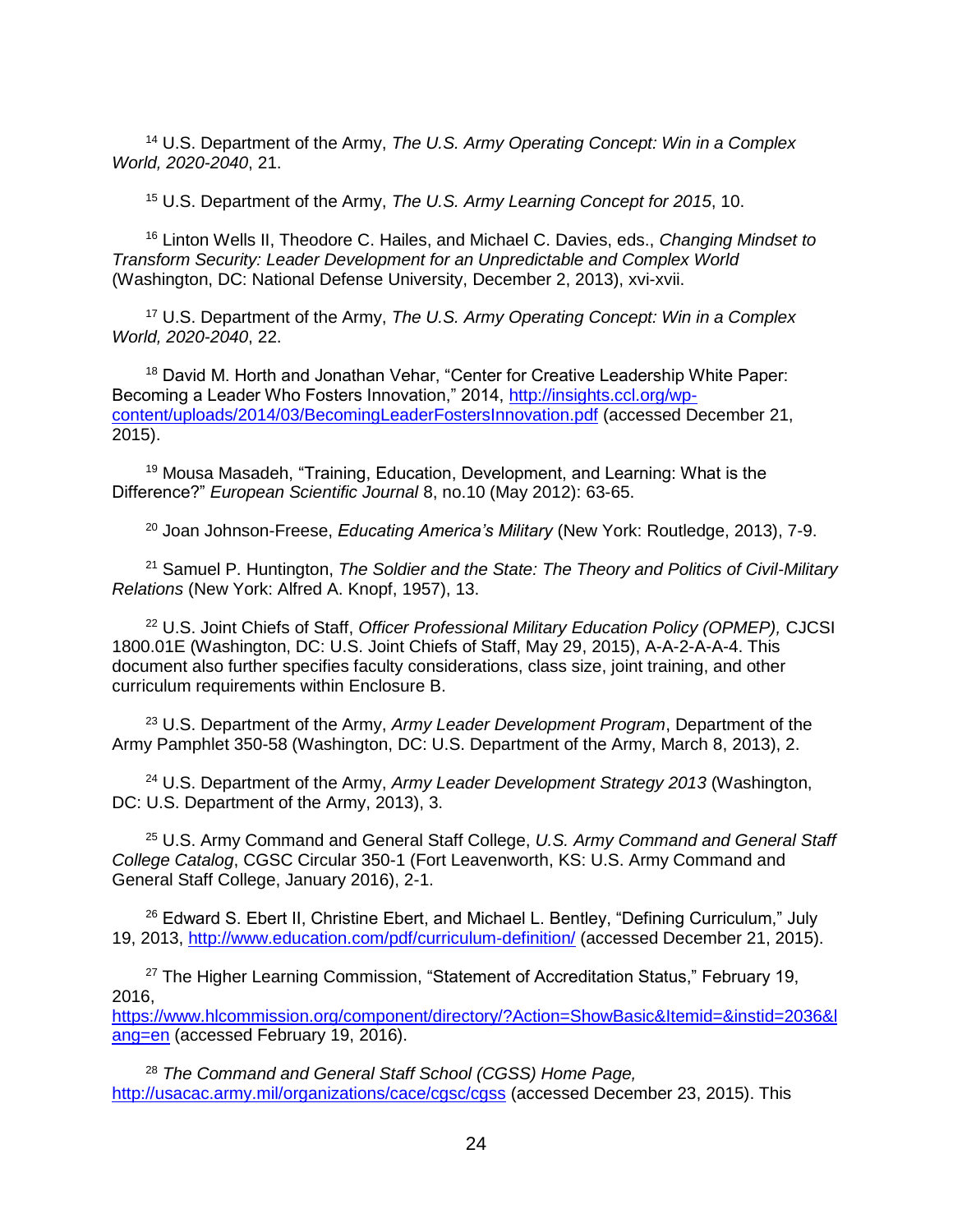[14] U.S. Department of the Army, *The U.S. Army Operating Concept: Win in a Complex World, 2020-2040*, 21.

[15] U.S. Department of the Army, *The U.S. Army Learning Concept for 2015*, 10.

[16] Linton Wells II, Theodore C. Hailes, and Michael C. Davies, eds., *Changing Mindset to Transform Security: Leader Development for an Unpredictable and Complex World* (Washington, DC: National Defense University, December 2, 2013), xvi-xvii.

[17] U.S. Department of the Army, *The U.S. Army Operating Concept: Win in a Complex World, 2020-2040*, 22.

[18] David M. Horth and Jonathan Vehar, "Center for Creative Leadership White Paper: Becoming a Leader Who Fosters Innovation," 2014, http://insights.ccl.org/wp-content/uploads/2014/03/BecomingLeaderFostersInnovation.pdf (accessed December 21, 2015).

[19] Mousa Masadeh, "Training, Education, Development, and Learning: What is the Difference?" *European Scientific Journal* 8, no.10 (May 2012): 63-65.

[20] Joan Johnson-Freese, *Educating America's Military* (New York: Routledge, 2013), 7-9.

[21] Samuel P. Huntington, *The Soldier and the State: The Theory and Politics of Civil-Military Relations* (New York: Alfred A. Knopf, 1957), 13.

[22] U.S. Joint Chiefs of Staff, *Officer Professional Military Education Policy (OPMEP),* CJCSI 1800.01E (Washington, DC: U.S. Joint Chiefs of Staff, May 29, 2015), A-A-2-A-A-4. This document also further specifies faculty considerations, class size, joint training, and other curriculum requirements within Enclosure B.

[23] U.S. Department of the Army, *Army Leader Development Program*, Department of the Army Pamphlet 350-58 (Washington, DC: U.S. Department of the Army, March 8, 2013), 2.

[24] U.S. Department of the Army, *Army Leader Development Strategy 2013* (Washington, DC: U.S. Department of the Army, 2013), 3.

[25] U.S. Army Command and General Staff College, *U.S. Army Command and General Staff College Catalog*, CGSC Circular 350-1 (Fort Leavenworth, KS: U.S. Army Command and General Staff College, January 2016), 2-1.

[26] Edward S. Ebert II, Christine Ebert, and Michael L. Bentley, "Defining Curriculum," July 19, 2013, http://www.education.com/pdf/curriculum-definition/ (accessed December 21, 2015).

[27] The Higher Learning Commission, "Statement of Accreditation Status," February 19, 2016, https://www.hlcommission.org/component/directory/?Action=ShowBasic&Itemid=&instid=2036&lang=en (accessed February 19, 2016).

[28] *The Command and General Staff School (CGSS) Home Page,* http://usacac.army.mil/organizations/cace/cgsc/cgss (accessed December 23, 2015). This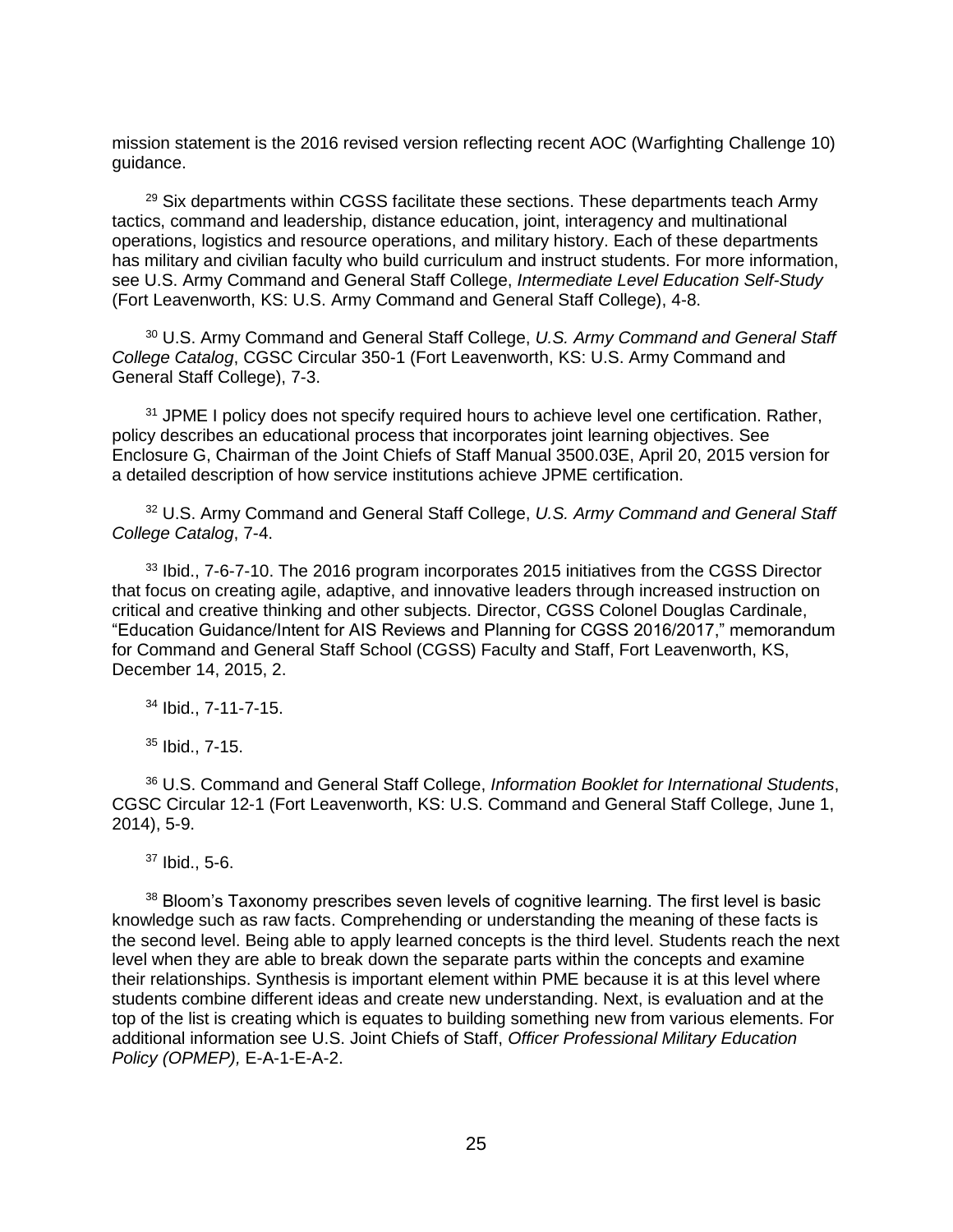mission statement is the 2016 revised version reflecting recent AOC (Warfighting Challenge 10) guidance.

[29] Six departments within CGSS facilitate these sections. These departments teach Army tactics, command and leadership, distance education, joint, interagency and multinational operations, logistics and resource operations, and military history. Each of these departments has military and civilian faculty who build curriculum and instruct students. For more information, see U.S. Army Command and General Staff College, *Intermediate Level Education Self-Study* (Fort Leavenworth, KS: U.S. Army Command and General Staff College), 4-8.

[30] U.S. Army Command and General Staff College, *U.S. Army Command and General Staff College Catalog*, CGSC Circular 350-1 (Fort Leavenworth, KS: U.S. Army Command and General Staff College), 7-3.

[31] JPME I policy does not specify required hours to achieve level one certification. Rather, policy describes an educational process that incorporates joint learning objectives. See Enclosure G, Chairman of the Joint Chiefs of Staff Manual 3500.03E, April 20, 2015 version for a detailed description of how service institutions achieve JPME certification.

[32] U.S. Army Command and General Staff College, *U.S. Army Command and General Staff College Catalog*, 7-4.

[33] Ibid., 7-6-7-10. The 2016 program incorporates 2015 initiatives from the CGSS Director that focus on creating agile, adaptive, and innovative leaders through increased instruction on critical and creative thinking and other subjects. Director, CGSS Colonel Douglas Cardinale, "Education Guidance/Intent for AIS Reviews and Planning for CGSS 2016/2017," memorandum for Command and General Staff School (CGSS) Faculty and Staff, Fort Leavenworth, KS, December 14, 2015, 2.

[34] Ibid., 7-11-7-15.

[35] Ibid., 7-15.

[36] U.S. Command and General Staff College, *Information Booklet for International Students*, CGSC Circular 12-1 (Fort Leavenworth, KS: U.S. Command and General Staff College, June 1, 2014), 5-9.

[37] Ibid., 5-6.

[38] Bloom's Taxonomy prescribes seven levels of cognitive learning. The first level is basic knowledge such as raw facts. Comprehending or understanding the meaning of these facts is the second level. Being able to apply learned concepts is the third level. Students reach the next level when they are able to break down the separate parts within the concepts and examine their relationships. Synthesis is important element within PME because it is at this level where students combine different ideas and create new understanding. Next, is evaluation and at the top of the list is creating which is equates to building something new from various elements. For additional information see U.S. Joint Chiefs of Staff, *Officer Professional Military Education Policy (OPMEP),* E-A-1-E-A-2.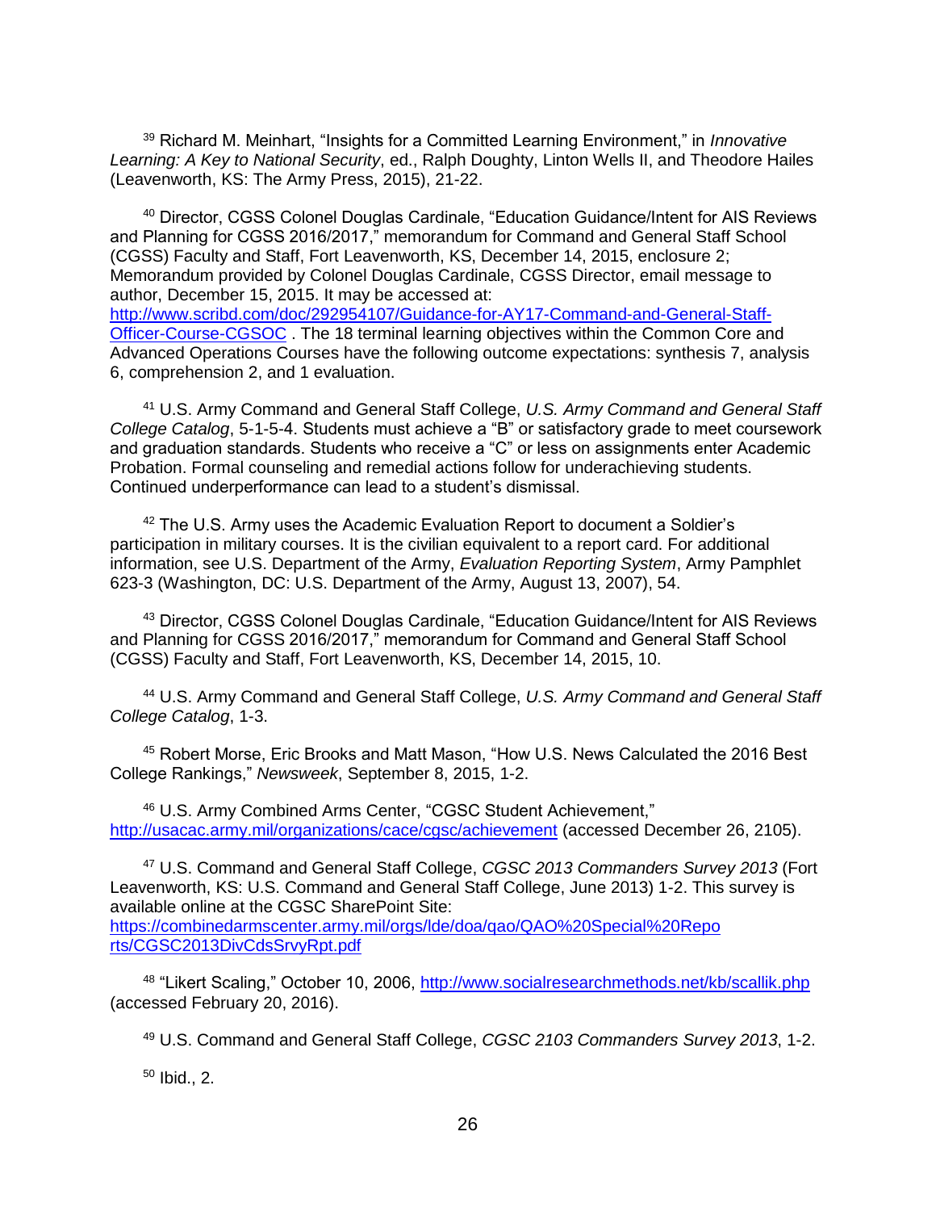[39] Richard M. Meinhart, "Insights for a Committed Learning Environment," in *Innovative Learning: A Key to National Security*, ed., Ralph Doughty, Linton Wells II, and Theodore Hailes (Leavenworth, KS: The Army Press, 2015), 21-22.

[40] Director, CGSS Colonel Douglas Cardinale, "Education Guidance/Intent for AIS Reviews and Planning for CGSS 2016/2017," memorandum for Command and General Staff School (CGSS) Faculty and Staff, Fort Leavenworth, KS, December 14, 2015, enclosure 2; Memorandum provided by Colonel Douglas Cardinale, CGSS Director, email message to author, December 15, 2015. It may be accessed at: http://www.scribd.com/doc/292954107/Guidance-for-AY17-Command-and-General-Staff-Officer-Course-CGSOC . The 18 terminal learning objectives within the Common Core and Advanced Operations Courses have the following outcome expectations: synthesis 7, analysis 6, comprehension 2, and 1 evaluation.

[41] U.S. Army Command and General Staff College, *U.S. Army Command and General Staff College Catalog*, 5-1-5-4. Students must achieve a "B" or satisfactory grade to meet coursework and graduation standards. Students who receive a "C" or less on assignments enter Academic Probation. Formal counseling and remedial actions follow for underachieving students. Continued underperformance can lead to a student's dismissal.

[42] The U.S. Army uses the Academic Evaluation Report to document a Soldier's participation in military courses. It is the civilian equivalent to a report card. For additional information, see U.S. Department of the Army, *Evaluation Reporting System*, Army Pamphlet 623-3 (Washington, DC: U.S. Department of the Army, August 13, 2007), 54.

[43] Director, CGSS Colonel Douglas Cardinale, "Education Guidance/Intent for AIS Reviews and Planning for CGSS 2016/2017," memorandum for Command and General Staff School (CGSS) Faculty and Staff, Fort Leavenworth, KS, December 14, 2015, 10.

[44] U.S. Army Command and General Staff College, *U.S. Army Command and General Staff College Catalog*, 1-3.

[45] Robert Morse, Eric Brooks and Matt Mason, "How U.S. News Calculated the 2016 Best College Rankings," *Newsweek*, September 8, 2015, 1-2.

[46] U.S. Army Combined Arms Center, "CGSC Student Achievement," http://usacac.army.mil/organizations/cace/cgsc/achievement (accessed December 26, 2105).

[47] U.S. Command and General Staff College, *CGSC 2013 Commanders Survey 2013* (Fort Leavenworth, KS: U.S. Command and General Staff College, June 2013) 1-2. This survey is available online at the CGSC SharePoint Site: https://combinedarmscenter.army.mil/orgs/lde/doa/qao/QAO%20Special%20Reports/CGSC2013DivCdsSrvyRpt.pdf

[48] "Likert Scaling," October 10, 2006, http://www.socialresearchmethods.net/kb/scallik.php (accessed February 20, 2016).

[49] U.S. Command and General Staff College, *CGSC 2103 Commanders Survey 2013*, 1-2.

[50] Ibid., 2.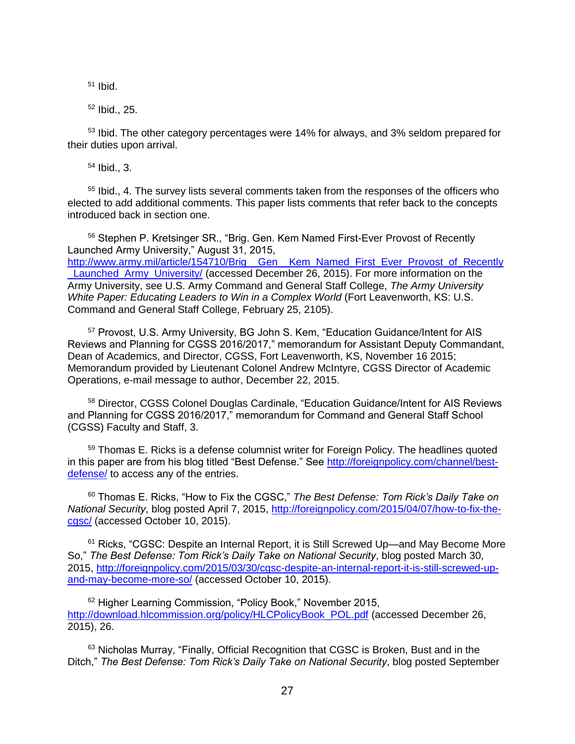[51] Ibid.

[52] Ibid., 25.

[53] Ibid. The other category percentages were 14% for always, and 3% seldom prepared for their duties upon arrival.

[54] Ibid., 3.

[55] Ibid., 4. The survey lists several comments taken from the responses of the officers who elected to add additional comments. This paper lists comments that refer back to the concepts introduced back in section one.

[56] Stephen P. Kretsinger SR., "Brig. Gen. Kem Named First-Ever Provost of Recently Launched Army University," August 31, 2015, http://www.army.mil/article/154710/Brig__Gen__Kem_Named_First_Ever_Provost_of_Recently_Launched_Army_University/ (accessed December 26, 2015). For more information on the Army University, see U.S. Army Command and General Staff College, *The Army University White Paper: Educating Leaders to Win in a Complex World* (Fort Leavenworth, KS: U.S. Command and General Staff College, February 25, 2105).

[57] Provost, U.S. Army University, BG John S. Kem, "Education Guidance/Intent for AIS Reviews and Planning for CGSS 2016/2017," memorandum for Assistant Deputy Commandant, Dean of Academics, and Director, CGSS, Fort Leavenworth, KS, November 16 2015; Memorandum provided by Lieutenant Colonel Andrew McIntyre, CGSS Director of Academic Operations, e-mail message to author, December 22, 2015.

[58] Director, CGSS Colonel Douglas Cardinale, "Education Guidance/Intent for AIS Reviews and Planning for CGSS 2016/2017," memorandum for Command and General Staff School (CGSS) Faculty and Staff, 3.

[59] Thomas E. Ricks is a defense columnist writer for Foreign Policy. The headlines quoted in this paper are from his blog titled "Best Defense." See http://foreignpolicy.com/channel/best-defense/ to access any of the entries.

[60] Thomas E. Ricks, "How to Fix the CGSC," *The Best Defense: Tom Rick's Daily Take on National Security*, blog posted April 7, 2015, http://foreignpolicy.com/2015/04/07/how-to-fix-the-cgsc/ (accessed October 10, 2015).

[61] Ricks, "CGSC: Despite an Internal Report, it is Still Screwed Up—and May Become More So," *The Best Defense: Tom Rick's Daily Take on National Security*, blog posted March 30, 2015, http://foreignpolicy.com/2015/03/30/cgsc-despite-an-internal-report-it-is-still-screwed-up-and-may-become-more-so/ (accessed October 10, 2015).

[62] Higher Learning Commission, "Policy Book," November 2015, http://download.hlcommission.org/policy/HLCPolicyBook_POL.pdf (accessed December 26, 2015), 26.

[63] Nicholas Murray, "Finally, Official Recognition that CGSC is Broken, Bust and in the Ditch," *The Best Defense: Tom Rick's Daily Take on National Security*, blog posted September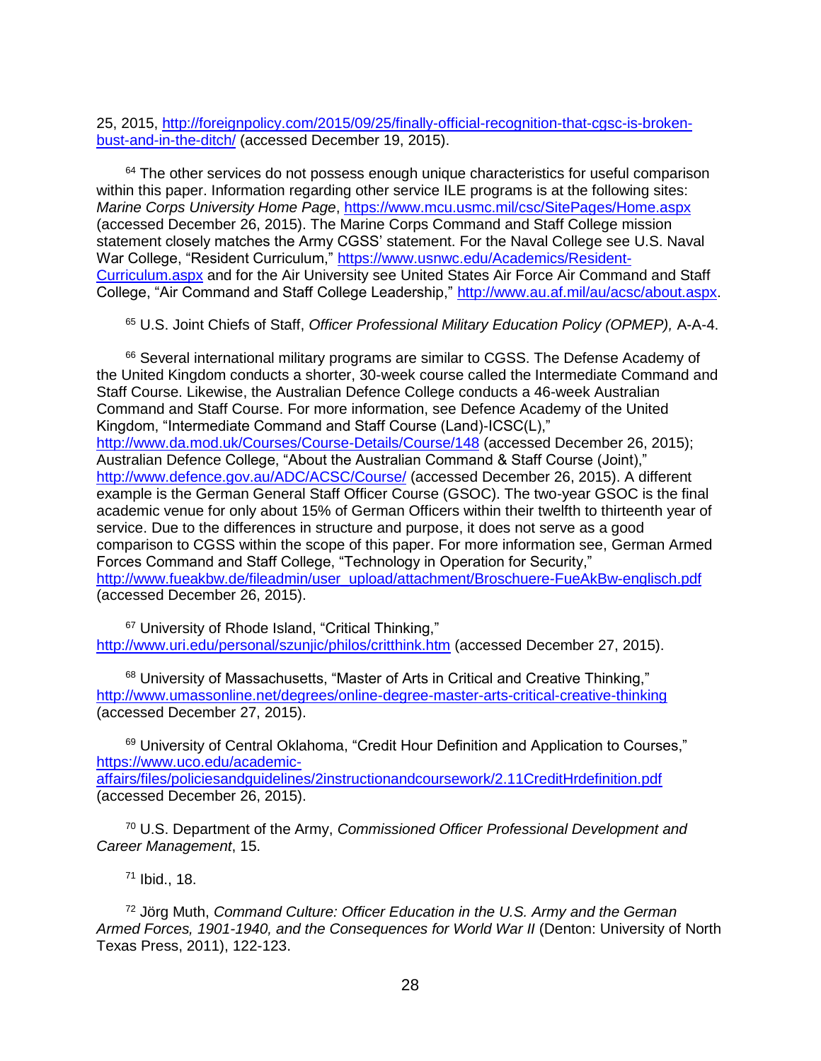25, 2015, http://foreignpolicy.com/2015/09/25/finally-official-recognition-that-cgsc-is-broken-bust-and-in-the-ditch/ (accessed December 19, 2015).

[64] The other services do not possess enough unique characteristics for useful comparison within this paper. Information regarding other service ILE programs is at the following sites: *Marine Corps University Home Page*, https://www.mcu.usmc.mil/csc/SitePages/Home.aspx (accessed December 26, 2015). The Marine Corps Command and Staff College mission statement closely matches the Army CGSS' statement. For the Naval College see U.S. Naval War College, "Resident Curriculum," https://www.usnwc.edu/Academics/Resident-Curriculum.aspx and for the Air University see United States Air Force Air Command and Staff College, "Air Command and Staff College Leadership," http://www.au.af.mil/au/acsc/about.aspx.

[65] U.S. Joint Chiefs of Staff, *Officer Professional Military Education Policy (OPMEP),* A-A-4.

[66] Several international military programs are similar to CGSS. The Defense Academy of the United Kingdom conducts a shorter, 30-week course called the Intermediate Command and Staff Course. Likewise, the Australian Defence College conducts a 46-week Australian Command and Staff Course. For more information, see Defence Academy of the United Kingdom, "Intermediate Command and Staff Course (Land)-ICSC(L)," http://www.da.mod.uk/Courses/Course-Details/Course/148 (accessed December 26, 2015); Australian Defence College, "About the Australian Command & Staff Course (Joint)," http://www.defence.gov.au/ADC/ACSC/Course/ (accessed December 26, 2015). A different example is the German General Staff Officer Course (GSOC). The two-year GSOC is the final academic venue for only about 15% of German Officers within their twelfth to thirteenth year of service. Due to the differences in structure and purpose, it does not serve as a good comparison to CGSS within the scope of this paper. For more information see, German Armed Forces Command and Staff College, "Technology in Operation for Security," http://www.fueakbw.de/fileadmin/user_upload/attachment/Broschuere-FueAkBw-englisch.pdf (accessed December 26, 2015).

[67] University of Rhode Island, "Critical Thinking," http://www.uri.edu/personal/szunjic/philos/critthink.htm (accessed December 27, 2015).

[68] University of Massachusetts, "Master of Arts in Critical and Creative Thinking," http://www.umassonline.net/degrees/online-degree-master-arts-critical-creative-thinking (accessed December 27, 2015).

[69] University of Central Oklahoma, "Credit Hour Definition and Application to Courses," https://www.uco.edu/academic-affairs/files/policiesandguidelines/2instructionandcoursework/2.11CreditHrdefinition.pdf (accessed December 26, 2015).

[70] U.S. Department of the Army, *Commissioned Officer Professional Development and Career Management*, 15.

[71] Ibid., 18.

[72] Jörg Muth, *Command Culture: Officer Education in the U.S. Army and the German Armed Forces, 1901-1940, and the Consequences for World War II* (Denton: University of North Texas Press, 2011), 122-123.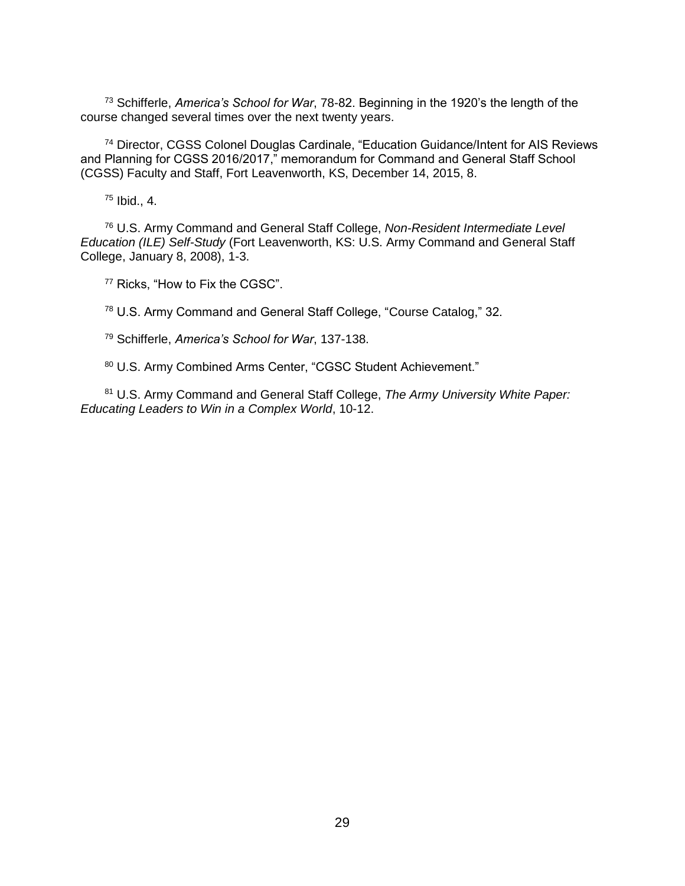[73] Schifferle, *America's School for War*, 78-82. Beginning in the 1920's the length of the course changed several times over the next twenty years.

[74] Director, CGSS Colonel Douglas Cardinale, "Education Guidance/Intent for AIS Reviews and Planning for CGSS 2016/2017," memorandum for Command and General Staff School (CGSS) Faculty and Staff, Fort Leavenworth, KS, December 14, 2015, 8.

[75] Ibid., 4.

[76] U.S. Army Command and General Staff College, *Non-Resident Intermediate Level Education (ILE) Self-Study* (Fort Leavenworth, KS: U.S. Army Command and General Staff College, January 8, 2008), 1-3.

[77] Ricks, "How to Fix the CGSC".

[78] U.S. Army Command and General Staff College, "Course Catalog," 32.

[79] Schifferle, *America's School for War*, 137-138.

[80] U.S. Army Combined Arms Center, "CGSC Student Achievement."

[81] U.S. Army Command and General Staff College, *The Army University White Paper: Educating Leaders to Win in a Complex World*, 10-12.